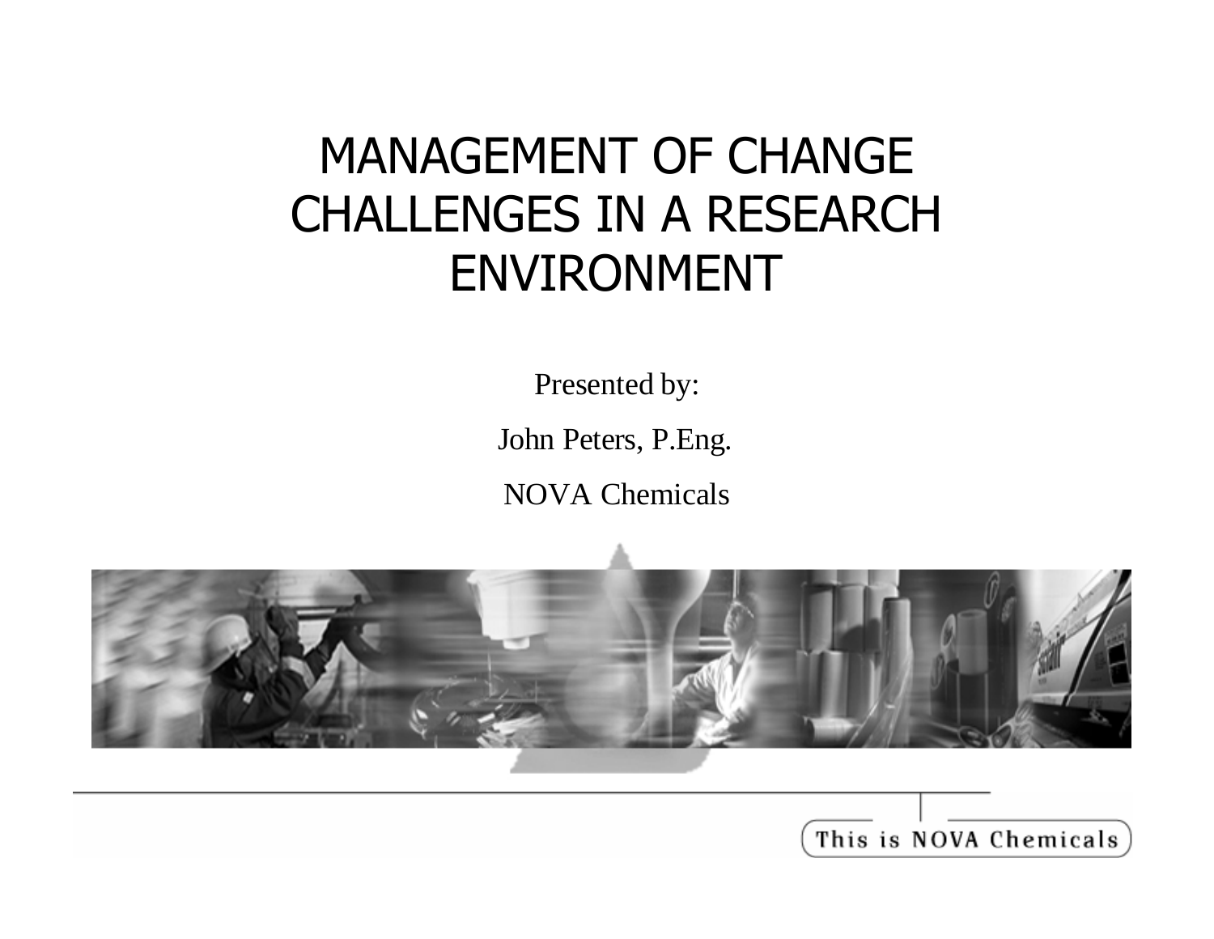# MANAGEMENT OF CHANGE CHALLENGES IN A RESEARCH ENVIRONMENT

Presented by:

John Peters, P.Eng.

NOVA Chemicals

This is NOVA Chemicals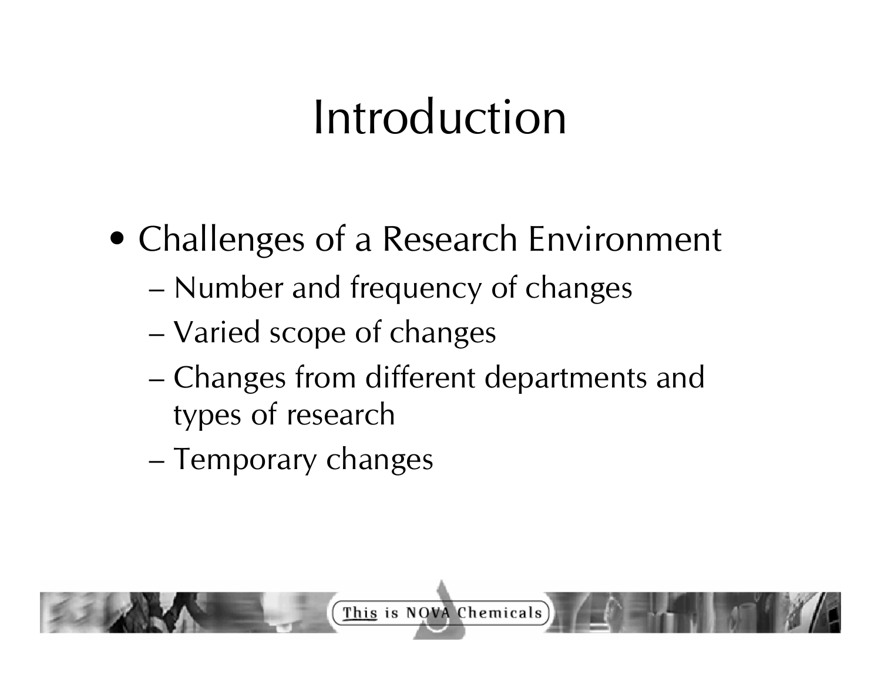# Introduction

- Challenges of a Research Environment
  - Number and frequency of changes
  - Varied scope of changes
  - Changes from different departments and types of research
  - Temporary changes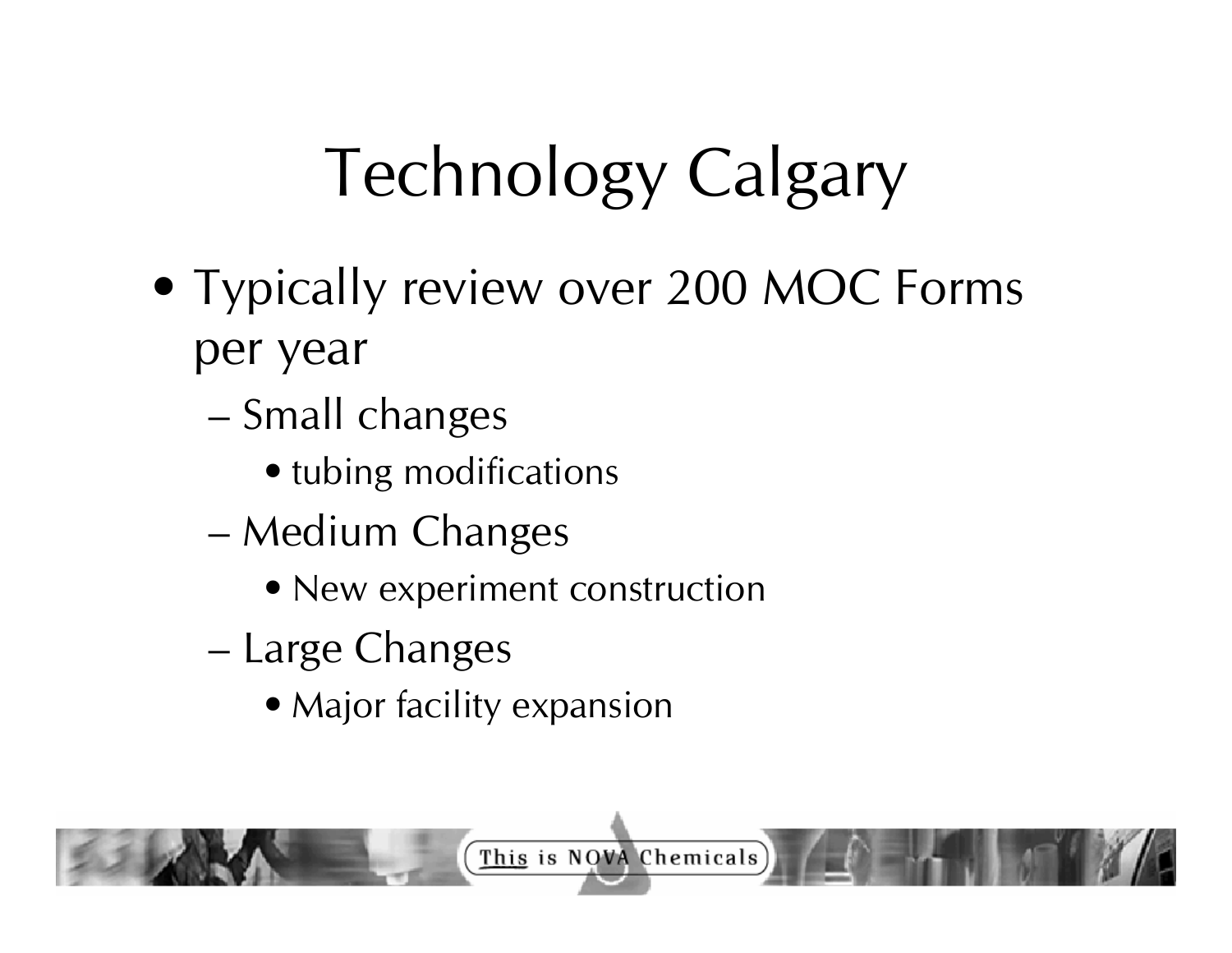# Technology Calgary

- Typically review over 200 MOC Forms per year
  - Small changes
    - tubing modifications
  - Medium Changes
    - New experiment construction
  - Large Changes
    - Major facility expansion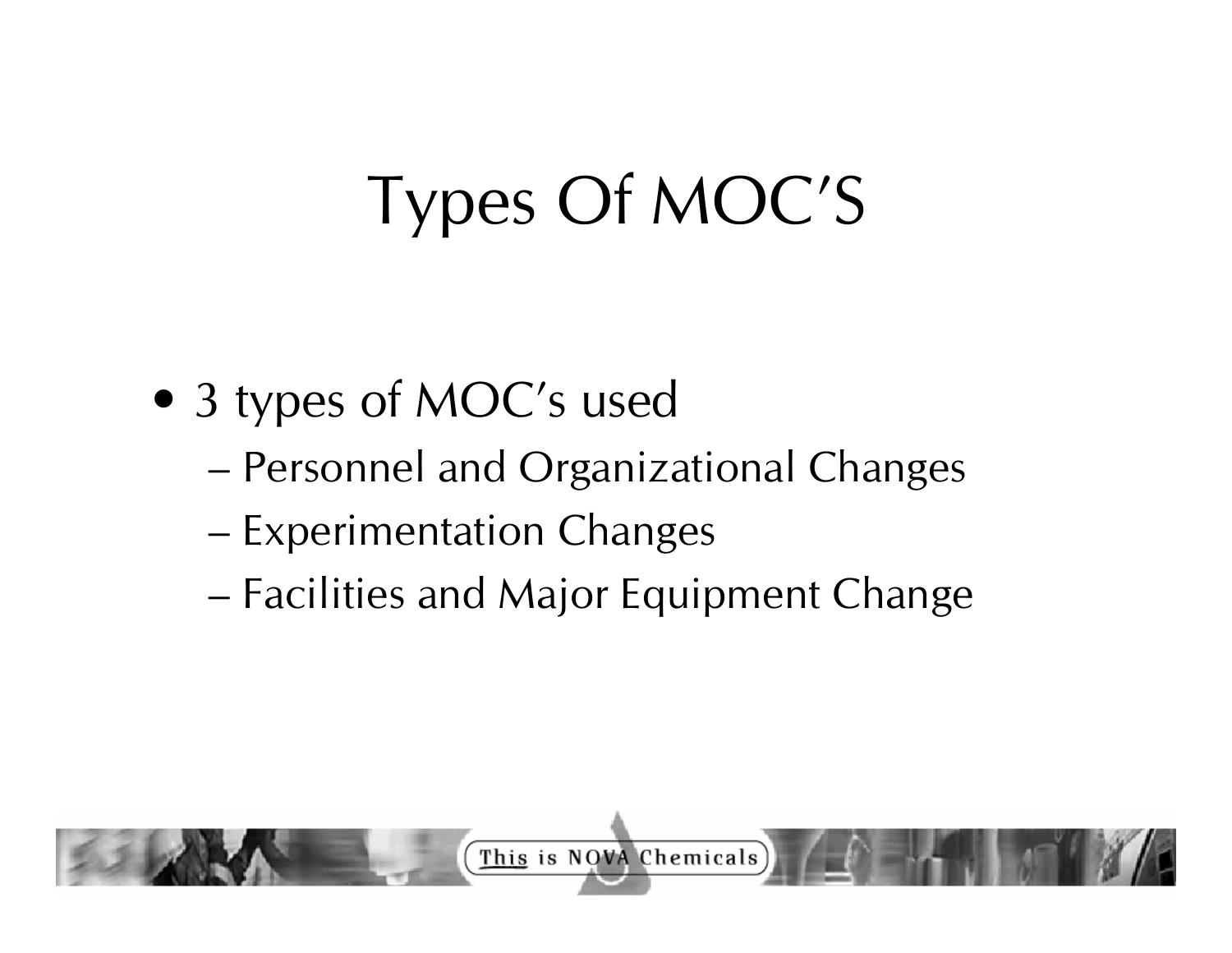# Types Of MOC'S

- 3 types of MOC's used
  - Personnel and Organizational Changes
  - Experimentation Changes
  - Facilities and Major Equipment Change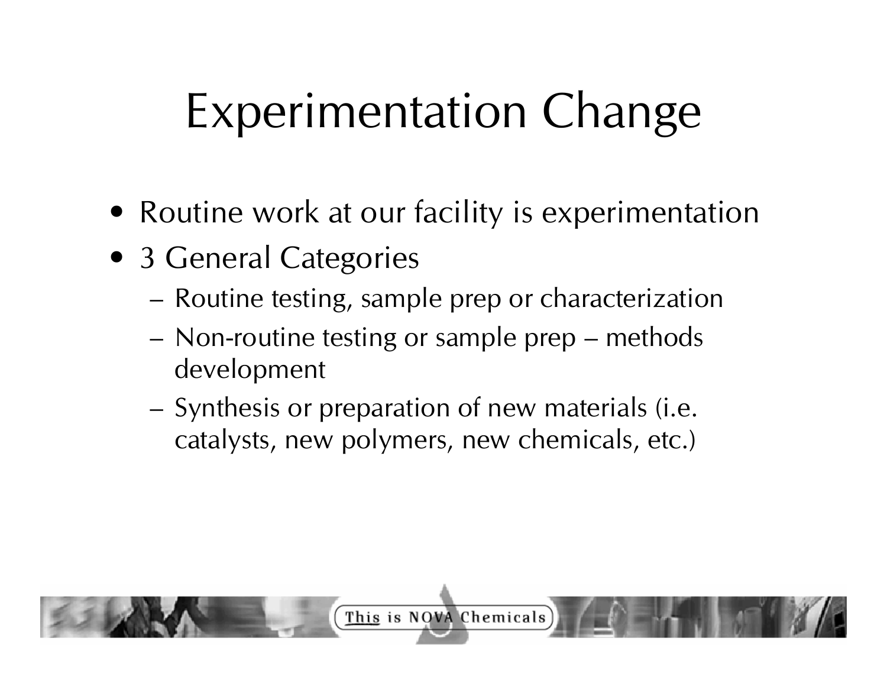# Experimentation Change

- Routine work at our facility is experimentation
- 3 General Categories
  - Routine testing, sample prep or characterization
  - Non-routine testing or sample prep – methods development
  - Synthesis or preparation of new materials (i.e. catalysts, new polymers, new chemicals, etc.)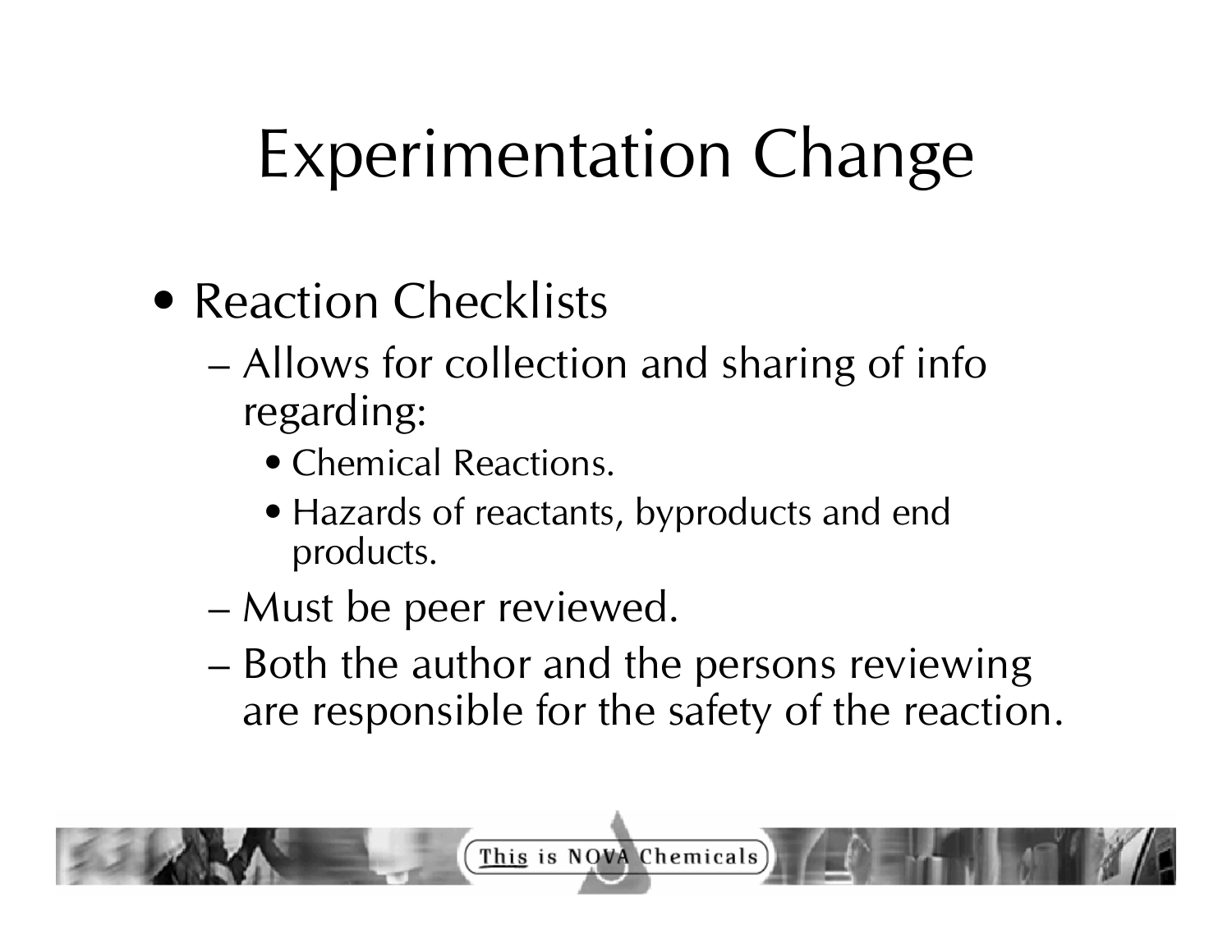# Experimentation Change

- Reaction Checklists
  - Allows for collection and sharing of info regarding:
    - Chemical Reactions.
    - Hazards of reactants, byproducts and end products.
  - Must be peer reviewed.
  - Both the author and the persons reviewing are responsible for the safety of the reaction.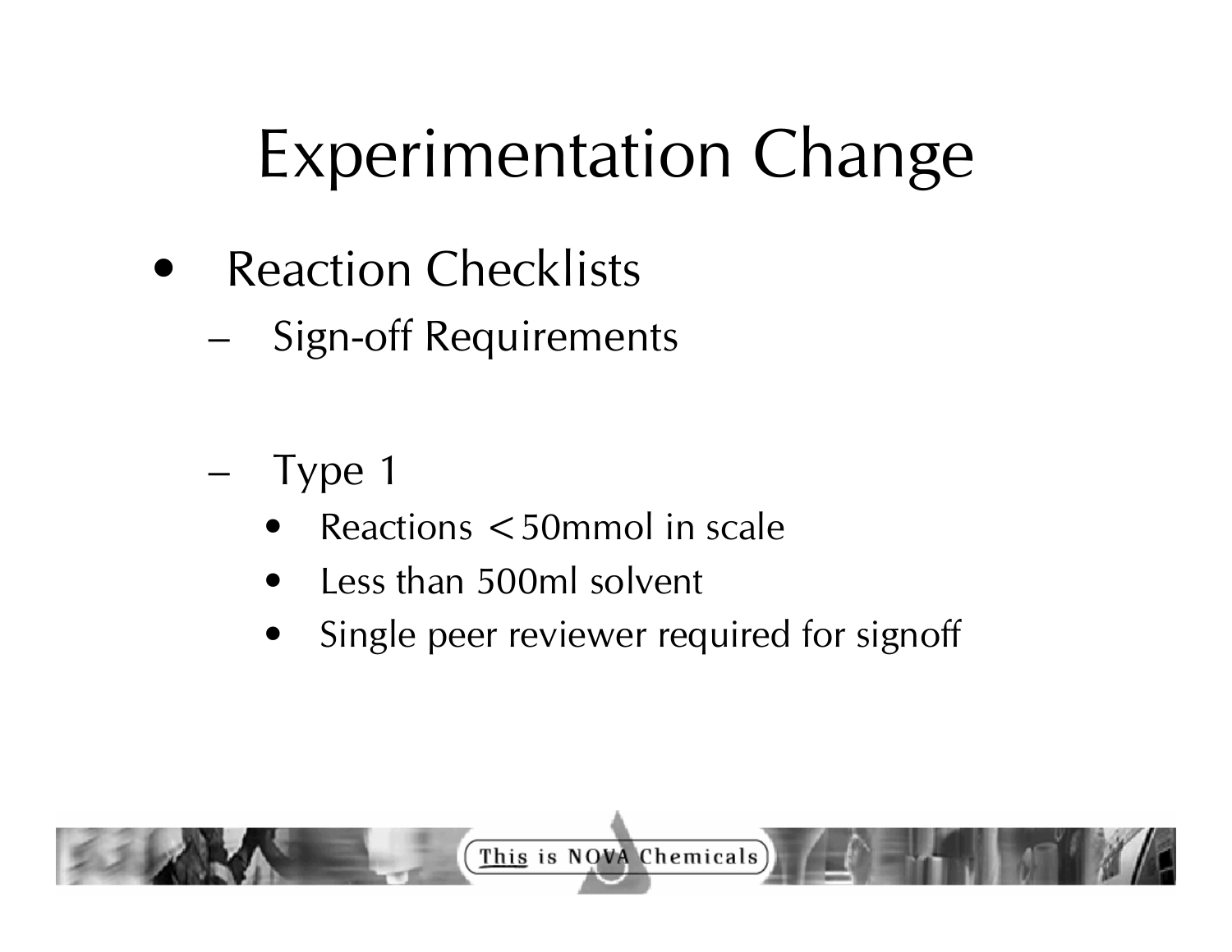# Experimentation Change

- Reaction Checklists
  - Sign-off Requirements
  - Type 1
    - Reactions $<$50mmol in scale
    - Less than 500ml solvent
    - Single peer reviewer required for signoff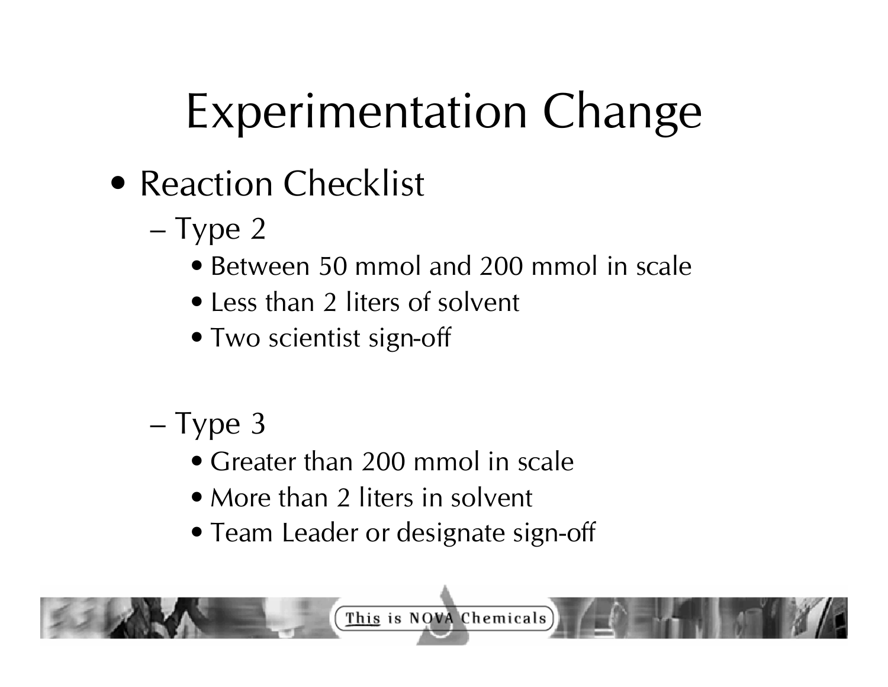# Experimentation Change

- Reaction Checklist
  - Type 2
    - Between 50 mmol and 200 mmol in scale
    - Less than 2 liters of solvent
    - Two scientist sign-off
  - Type 3
    - Greater than 200 mmol in scale
    - More than 2 liters in solvent
    - Team Leader or designate sign-off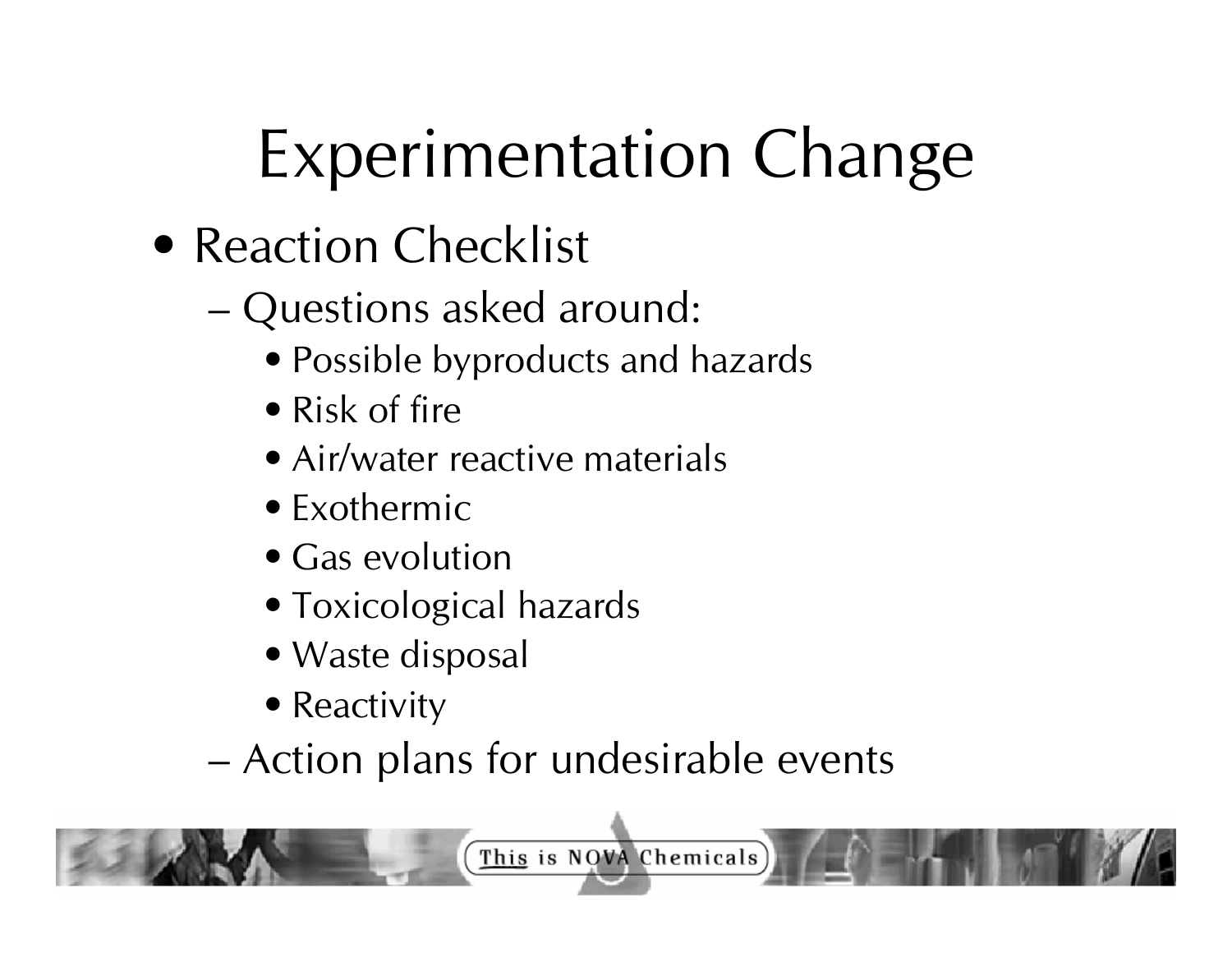# Experimentation Change

- Reaction Checklist
  - Questions asked around:
    - Possible byproducts and hazards
    - Risk of fire
    - Air/water reactive materials
    - Exothermic
    - Gas evolution
    - Toxicological hazards
    - Waste disposal
    - Reactivity
  - Action plans for undesirable events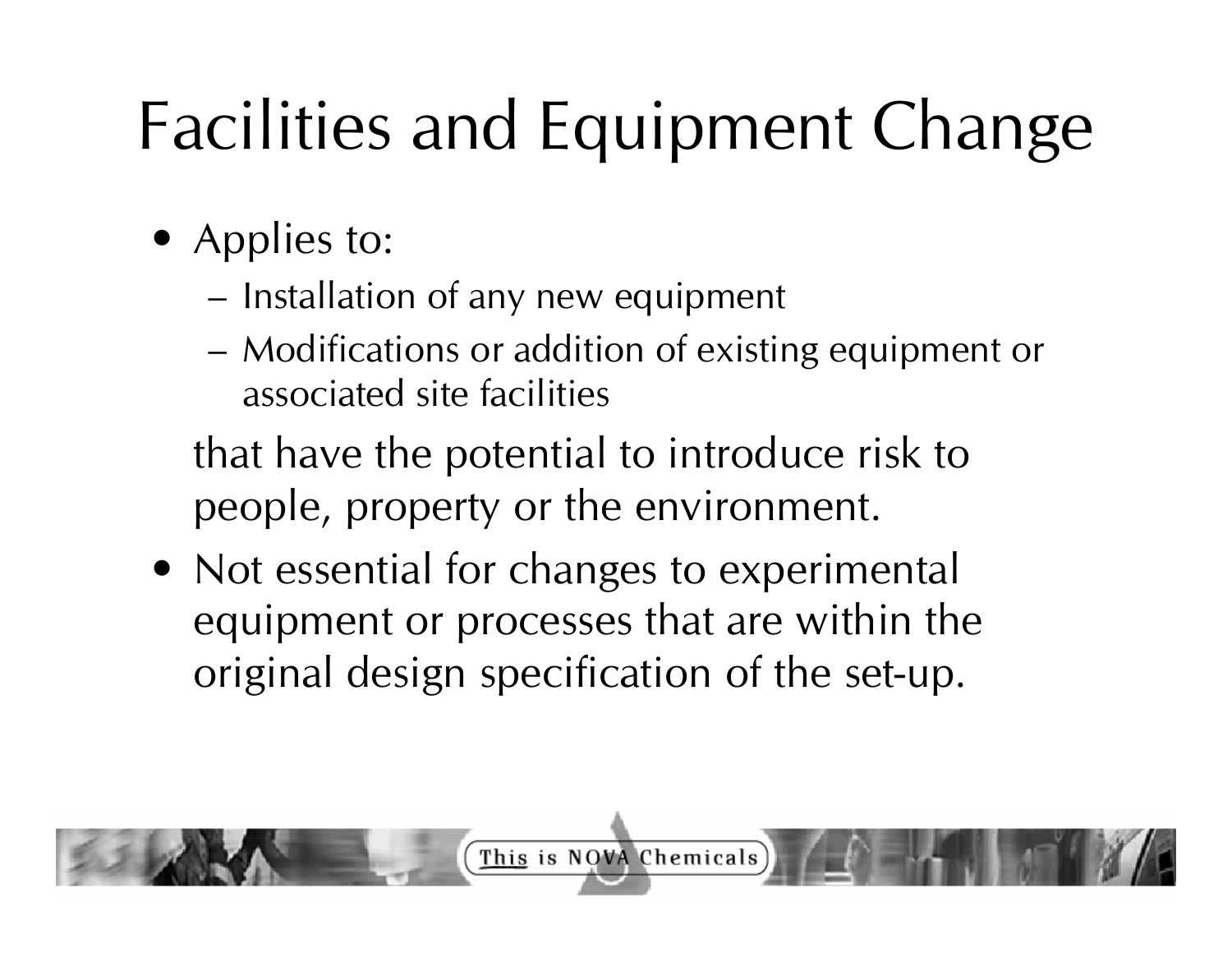# Facilities and Equipment Change

- Applies to:
  - Installation of any new equipment
  - Modifications or addition of existing equipment or associated site facilities

  that have the potential to introduce risk to people, property or the environment.

- Not essential for changes to experimental equipment or processes that are within the original design specification of the set-up.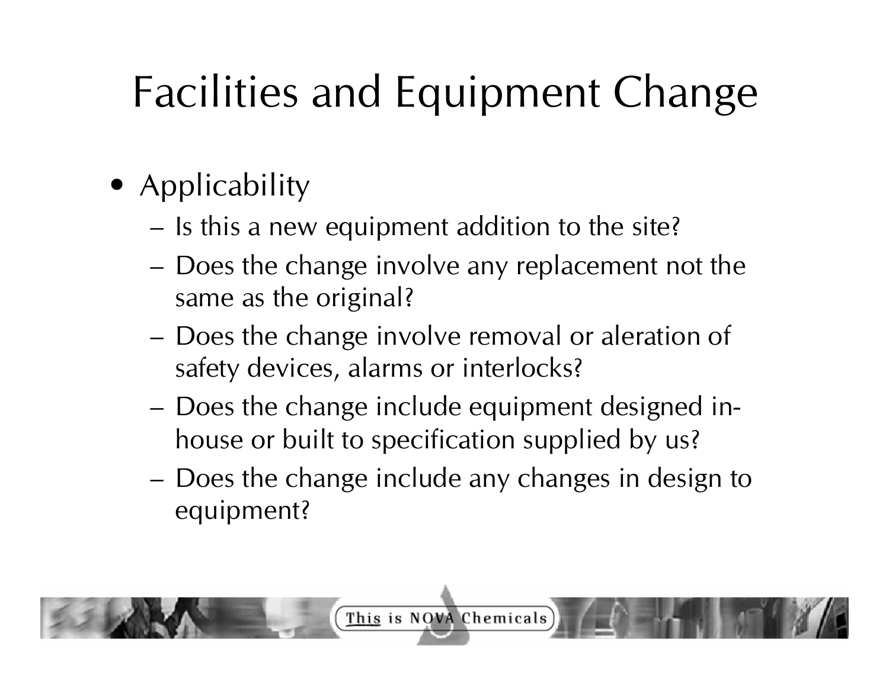# Facilities and Equipment Change

- Applicability
  - Is this a new equipment addition to the site?
  - Does the change involve any replacement not the same as the original?
  - Does the change involve removal or aleration of safety devices, alarms or interlocks?
  - Does the change include equipment designed in-house or built to specification supplied by us?
  - Does the change include any changes in design to equipment?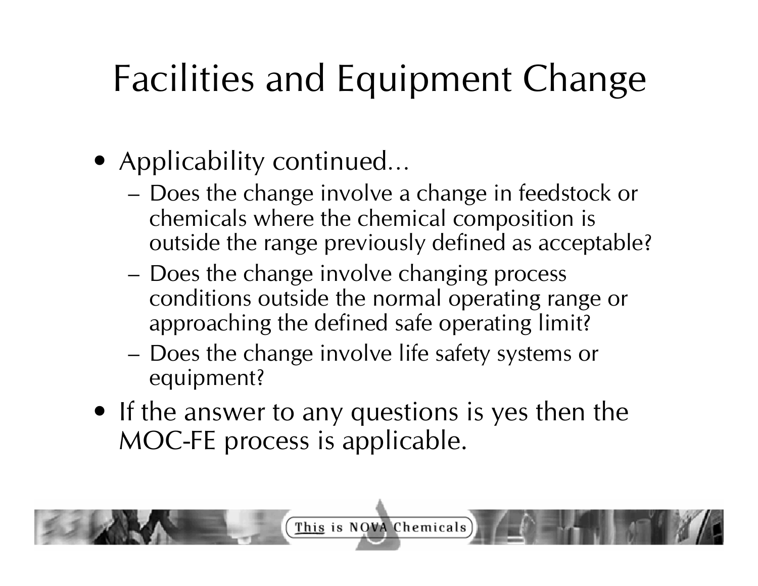# Facilities and Equipment Change

- Applicability continued…
  - Does the change involve a change in feedstock or chemicals where the chemical composition is outside the range previously defined as acceptable?
  - Does the change involve changing process conditions outside the normal operating range or approaching the defined safe operating limit?
  - Does the change involve life safety systems or equipment?
- If the answer to any questions is yes then the MOC-FE process is applicable.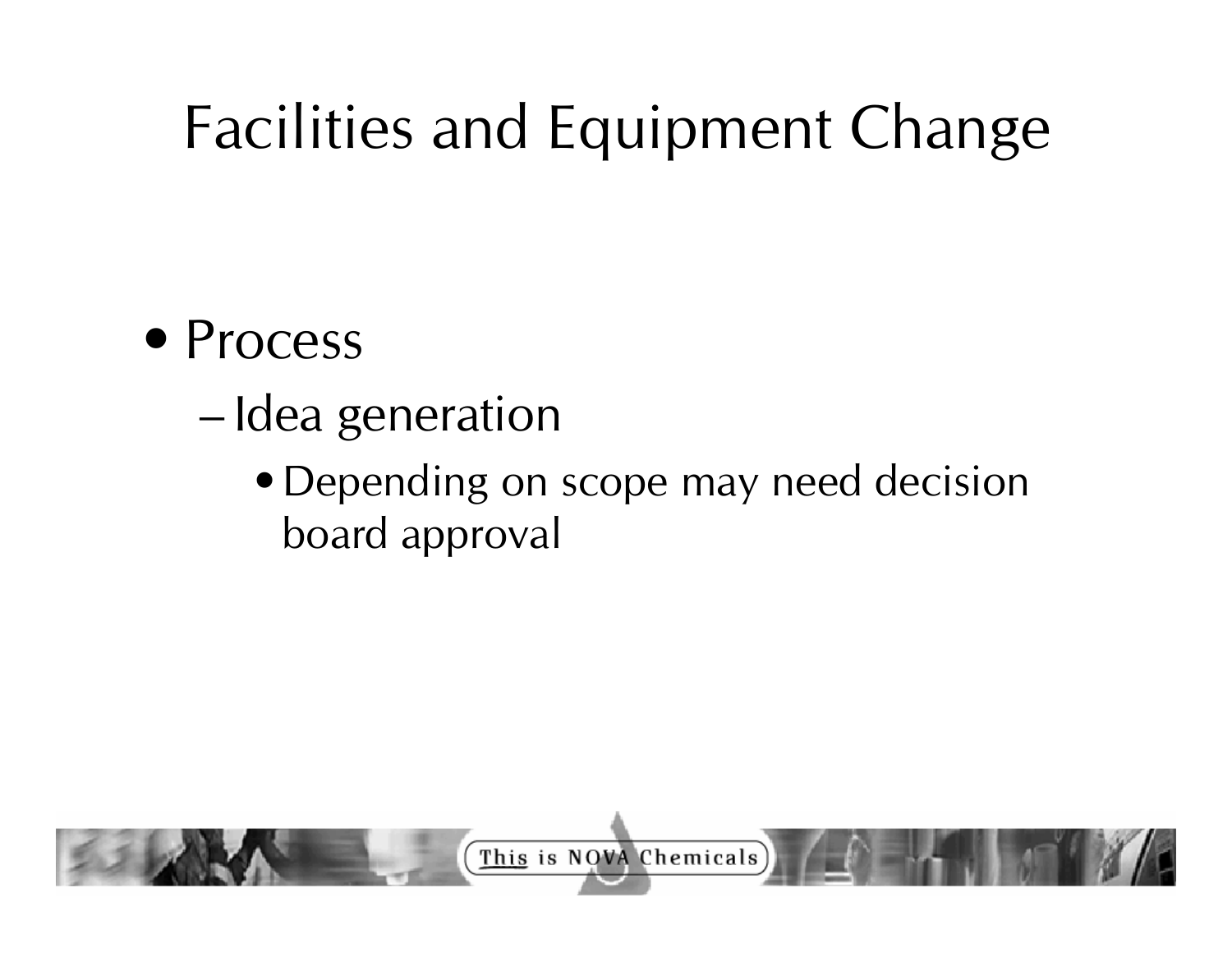# Facilities and Equipment Change

- Process
  - Idea generation
    - Depending on scope may need decision board approval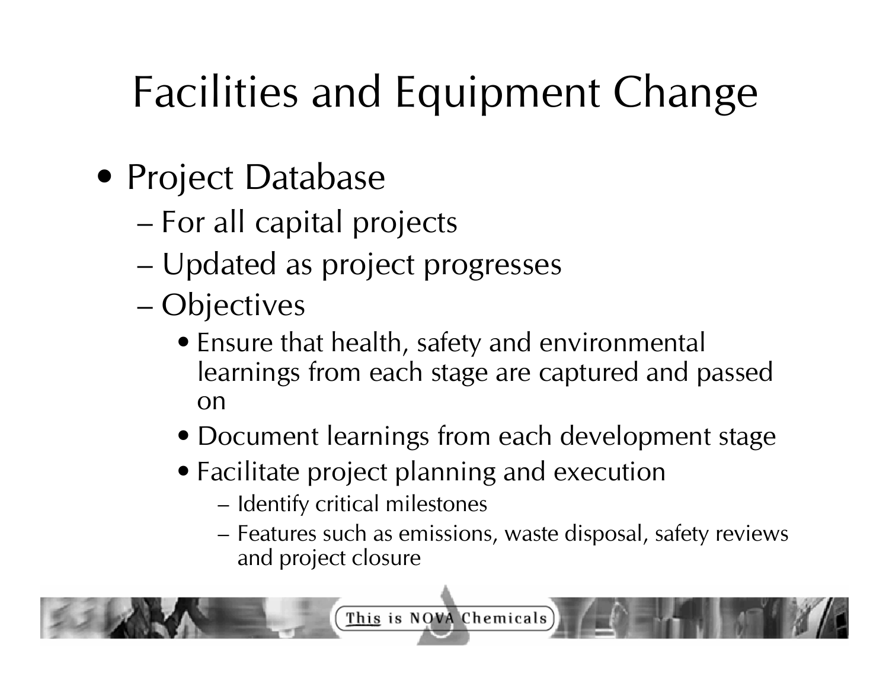# Facilities and Equipment Change

- Project Database
  - For all capital projects
  - Updated as project progresses
  - Objectives
    - Ensure that health, safety and environmental learnings from each stage are captured and passed on
    - Document learnings from each development stage
    - Facilitate project planning and execution
      - Identify critical milestones
      - Features such as emissions, waste disposal, safety reviews and project closure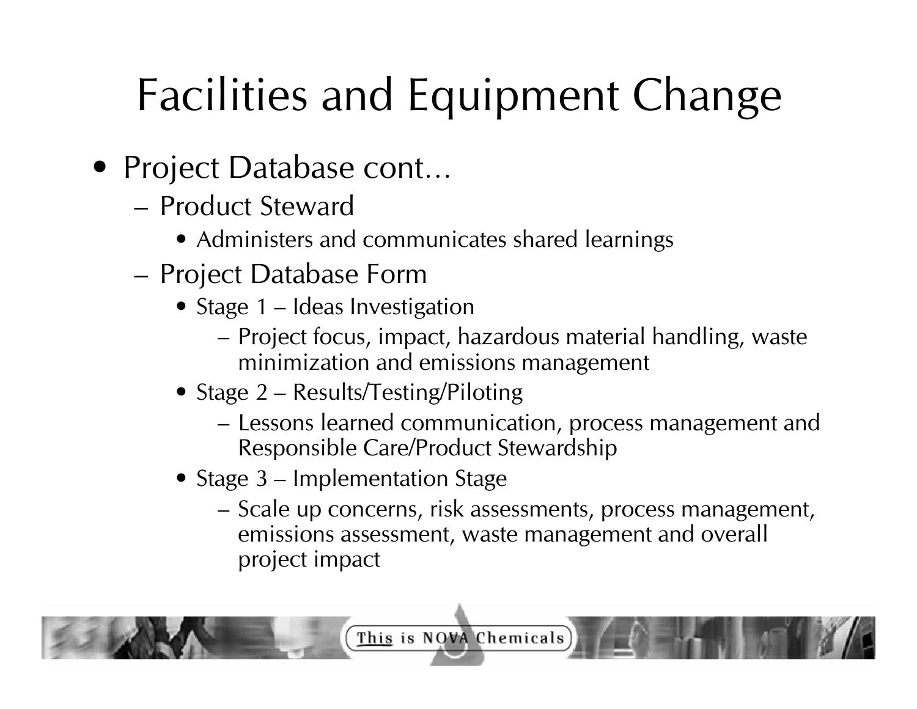# Facilities and Equipment Change

- Project Database cont…
  - Product Steward
    - Administers and communicates shared learnings
  - Project Database Form
    - Stage 1 – Ideas Investigation
      - Project focus, impact, hazardous material handling, waste minimization and emissions management
    - Stage 2 – Results/Testing/Piloting
      - Lessons learned communication, process management and Responsible Care/Product Stewardship
    - Stage 3 – Implementation Stage
      - Scale up concerns, risk assessments, process management, emissions assessment, waste management and overall project impact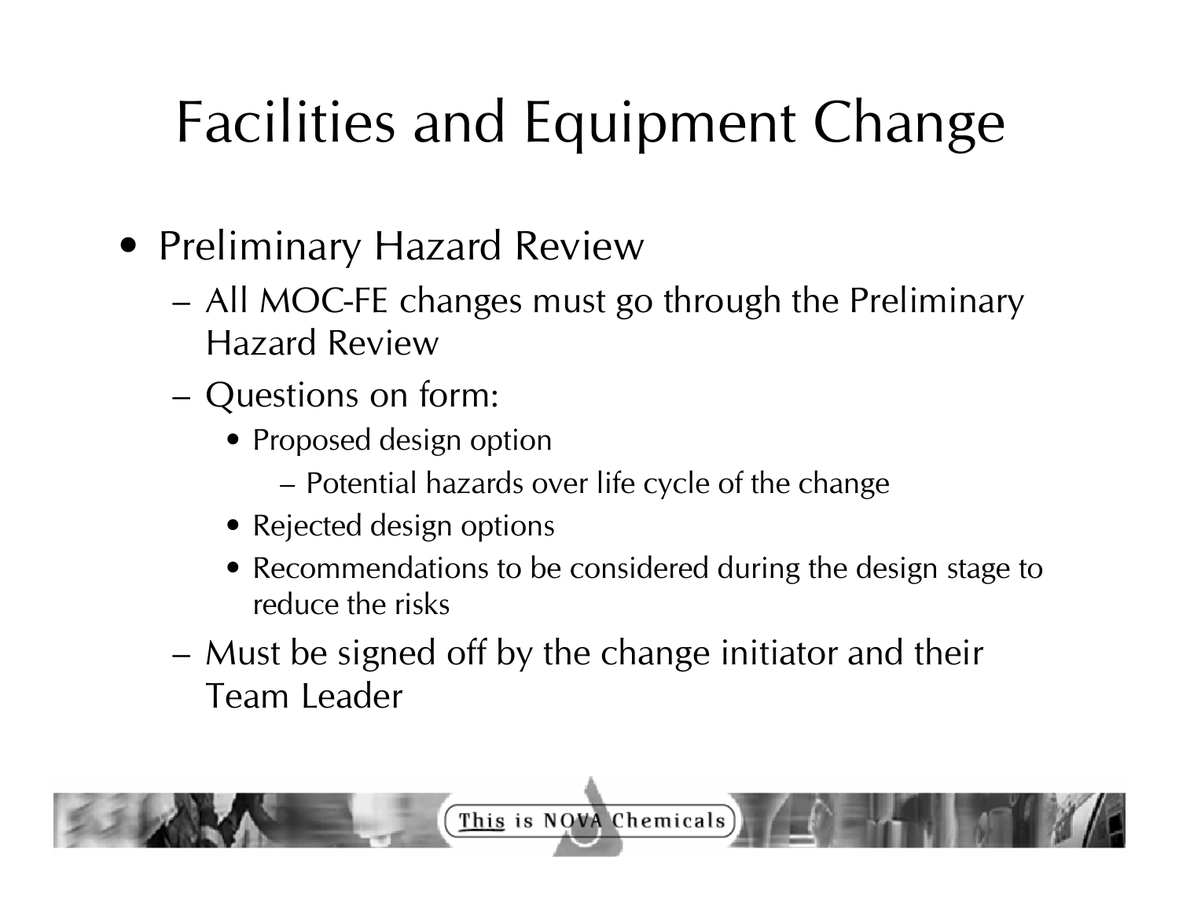# Facilities and Equipment Change

- Preliminary Hazard Review
  - All MOC-FE changes must go through the Preliminary Hazard Review
  - Questions on form:
    - Proposed design option
      - Potential hazards over life cycle of the change
    - Rejected design options
    - Recommendations to be considered during the design stage to reduce the risks
  - Must be signed off by the change initiator and their Team Leader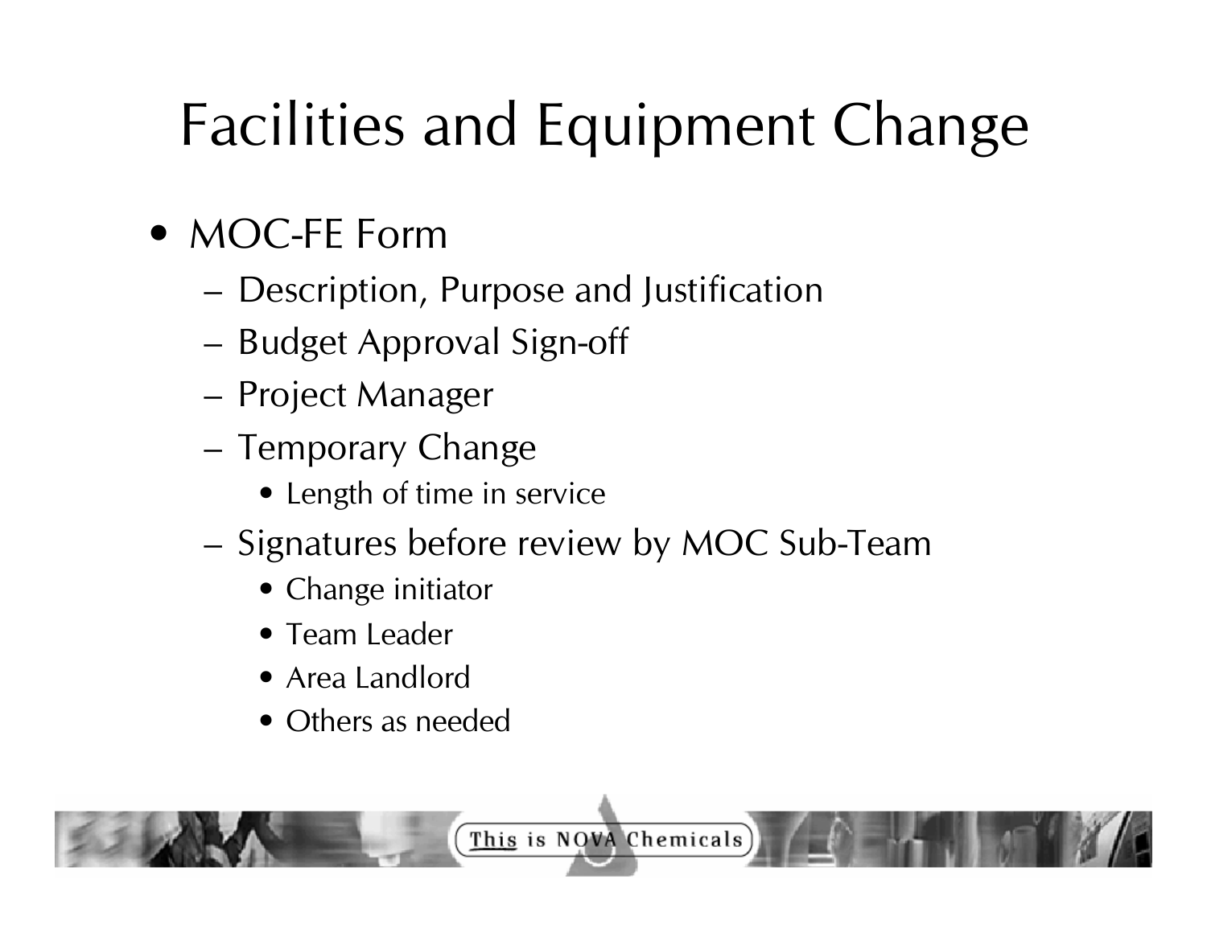# Facilities and Equipment Change

- MOC-FE Form
  - Description, Purpose and Justification
  - Budget Approval Sign-off
  - Project Manager
  - Temporary Change
    - Length of time in service
  - Signatures before review by MOC Sub-Team
    - Change initiator
    - Team Leader
    - Area Landlord
    - Others as needed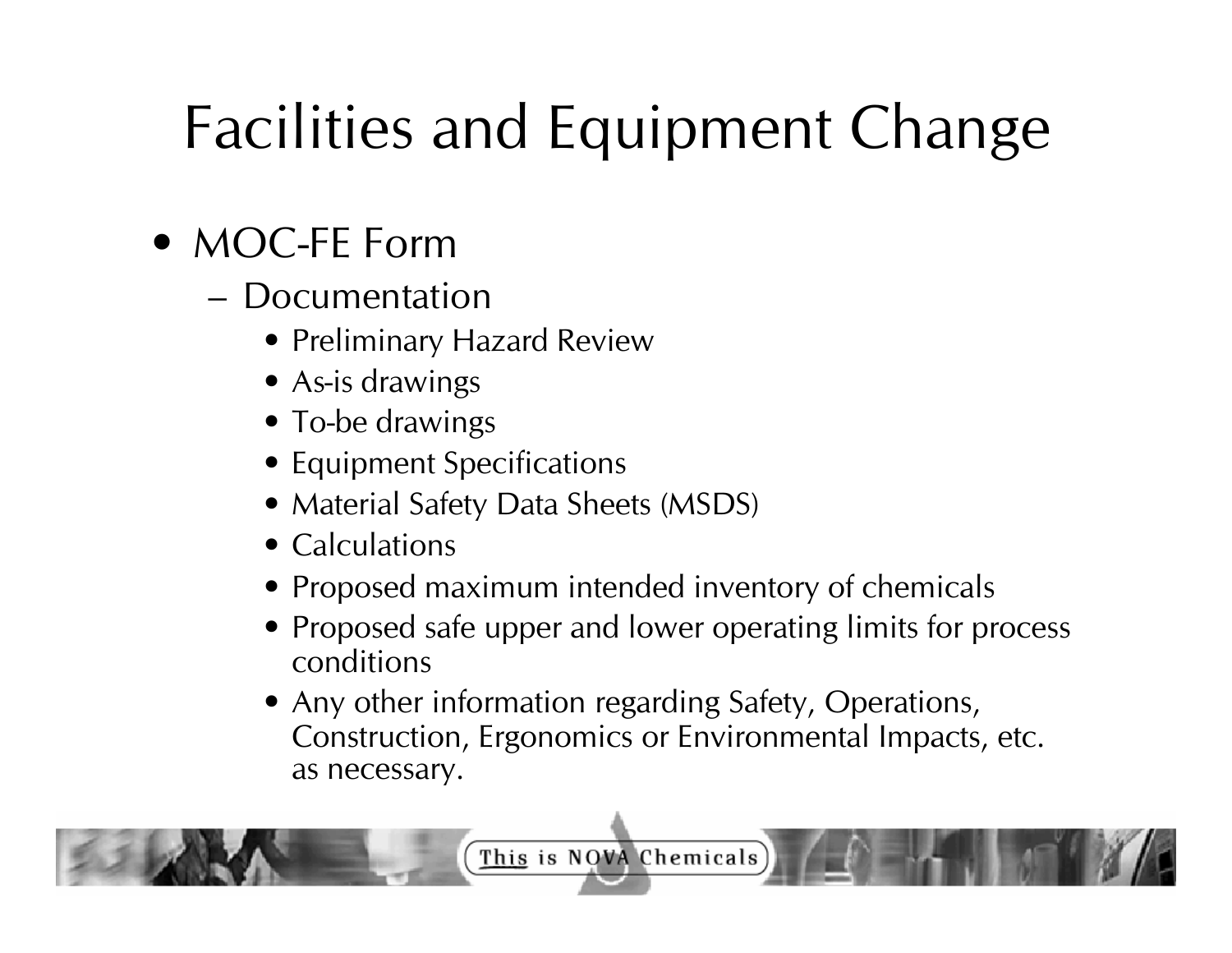# Facilities and Equipment Change

- MOC-FE Form
  - Documentation
    - Preliminary Hazard Review
    - As-is drawings
    - To-be drawings
    - Equipment Specifications
    - Material Safety Data Sheets (MSDS)
    - Calculations
    - Proposed maximum intended inventory of chemicals
    - Proposed safe upper and lower operating limits for process conditions
    - Any other information regarding Safety, Operations, Construction, Ergonomics or Environmental Impacts, etc. as necessary.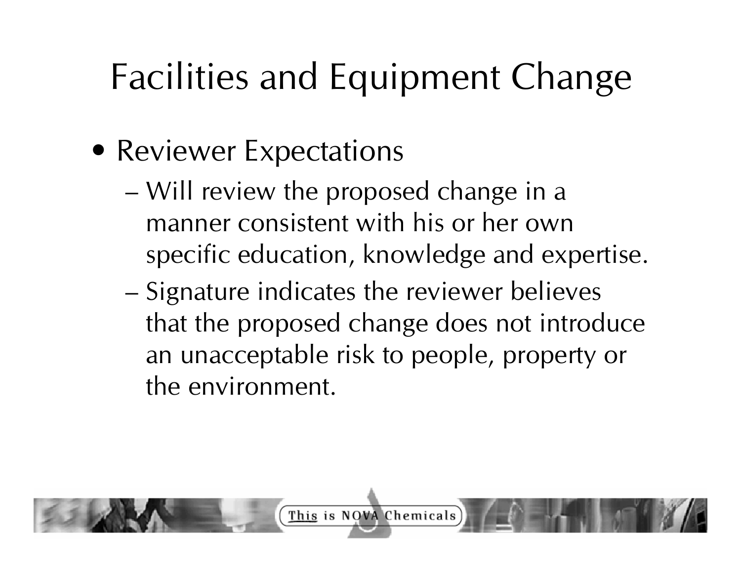# Facilities and Equipment Change

- Reviewer Expectations
  - Will review the proposed change in a manner consistent with his or her own specific education, knowledge and expertise.
  - Signature indicates the reviewer believes that the proposed change does not introduce an unacceptable risk to people, property or the environment.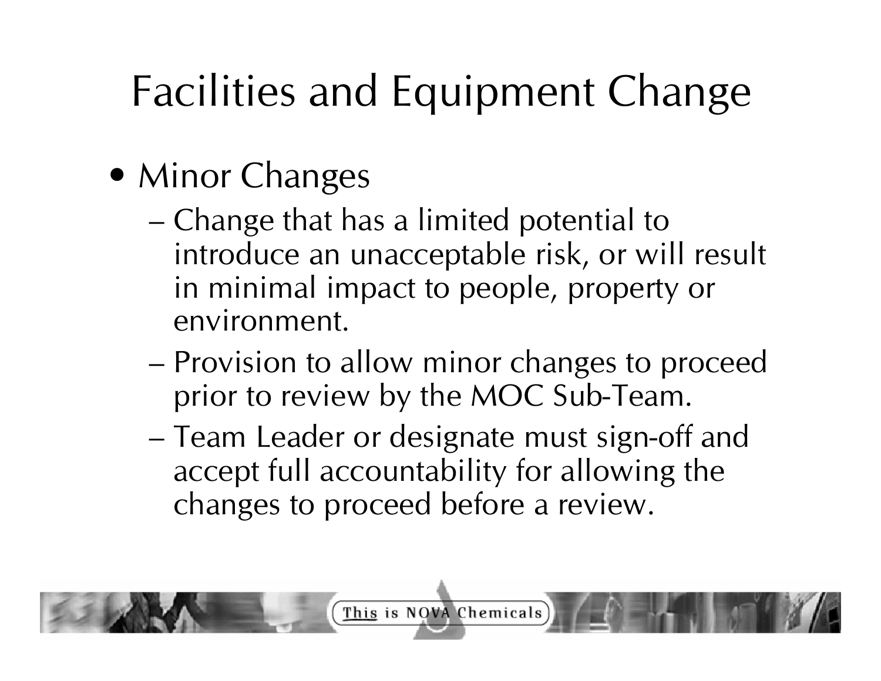# Facilities and Equipment Change

- Minor Changes
  - Change that has a limited potential to introduce an unacceptable risk, or will result in minimal impact to people, property or environment.
  - Provision to allow minor changes to proceed prior to review by the MOC Sub-Team.
  - Team Leader or designate must sign-off and accept full accountability for allowing the changes to proceed before a review.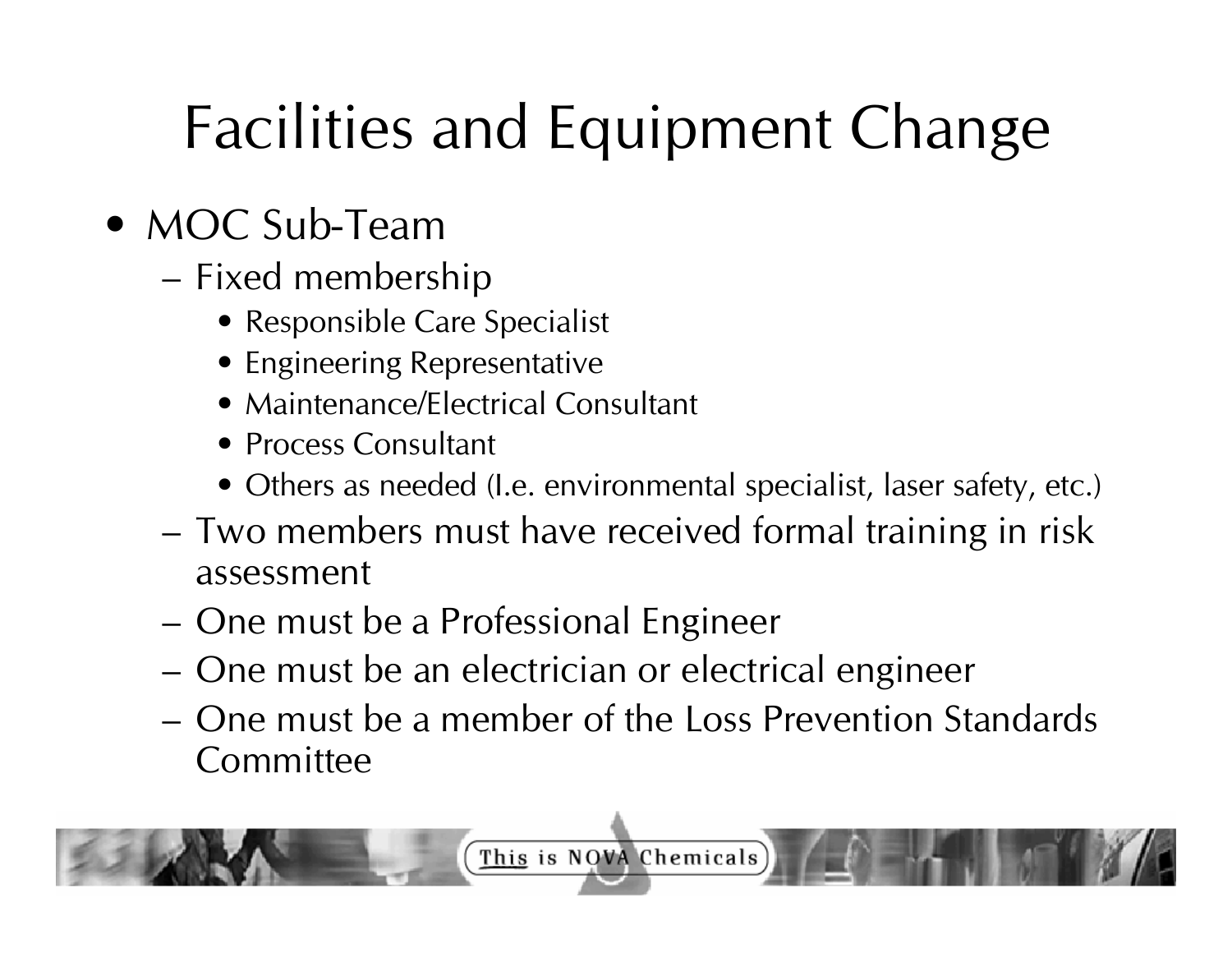# Facilities and Equipment Change

- MOC Sub-Team
  - Fixed membership
    - Responsible Care Specialist
    - Engineering Representative
    - Maintenance/Electrical Consultant
    - Process Consultant
    - Others as needed (I.e. environmental specialist, laser safety, etc.)
  - Two members must have received formal training in risk assessment
  - One must be a Professional Engineer
  - One must be an electrician or electrical engineer
  - One must be a member of the Loss Prevention Standards Committee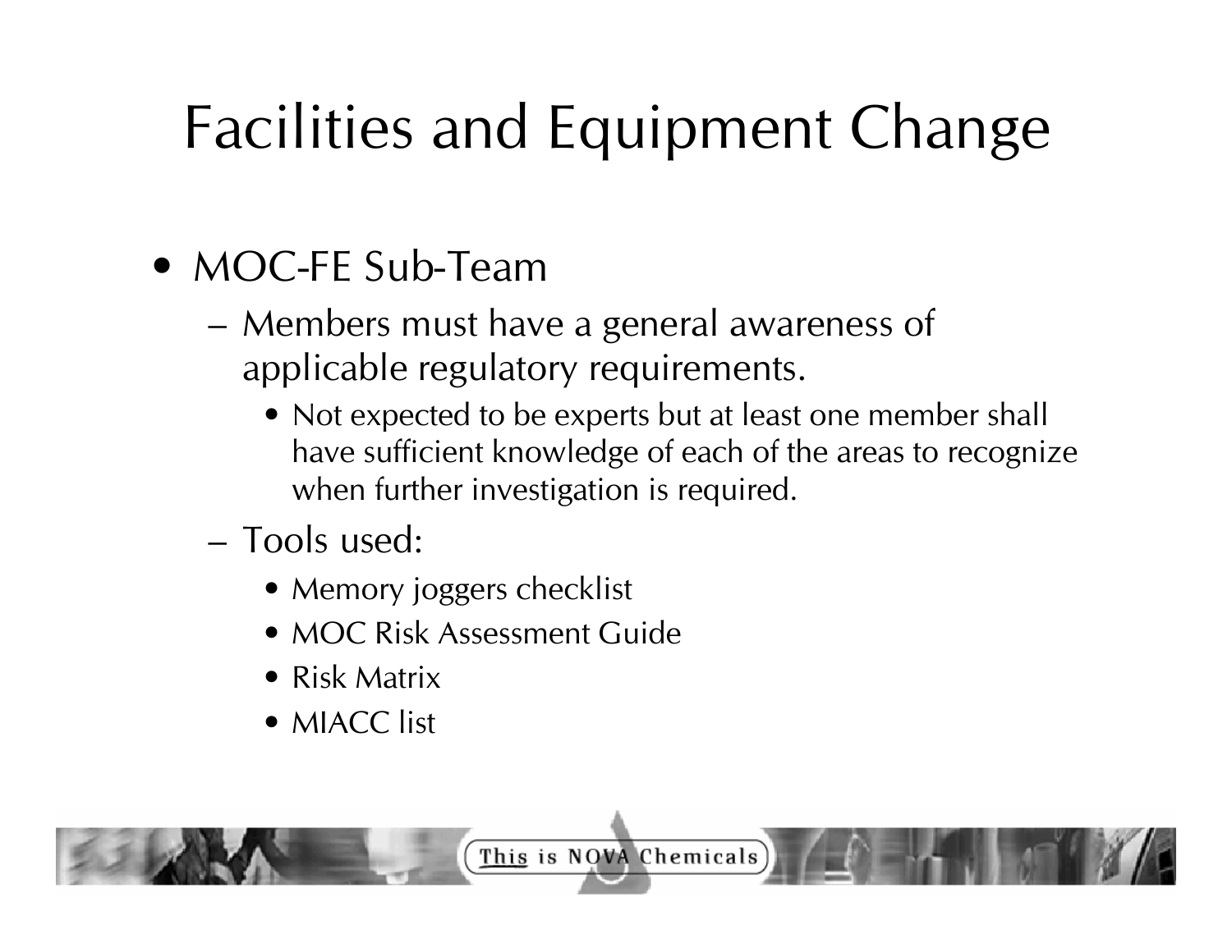# Facilities and Equipment Change

- MOC-FE Sub-Team
  - Members must have a general awareness of applicable regulatory requirements.
    - Not expected to be experts but at least one member shall have sufficient knowledge of each of the areas to recognize when further investigation is required.
  - Tools used:
    - Memory joggers checklist
    - MOC Risk Assessment Guide
    - Risk Matrix
    - MIACC list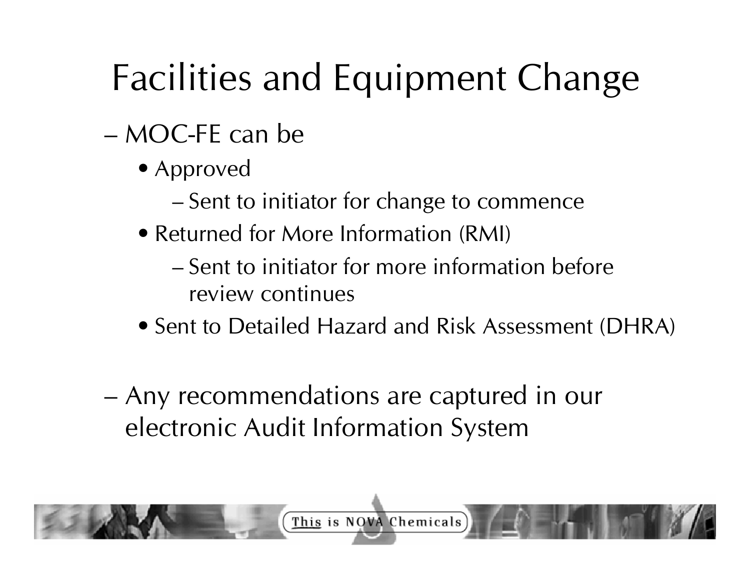# Facilities and Equipment Change

- MOC-FE can be
  - Approved
    - Sent to initiator for change to commence
  - Returned for More Information (RMI)
    - Sent to initiator for more information before review continues
  - Sent to Detailed Hazard and Risk Assessment (DHRA)

- Any recommendations are captured in our electronic Audit Information System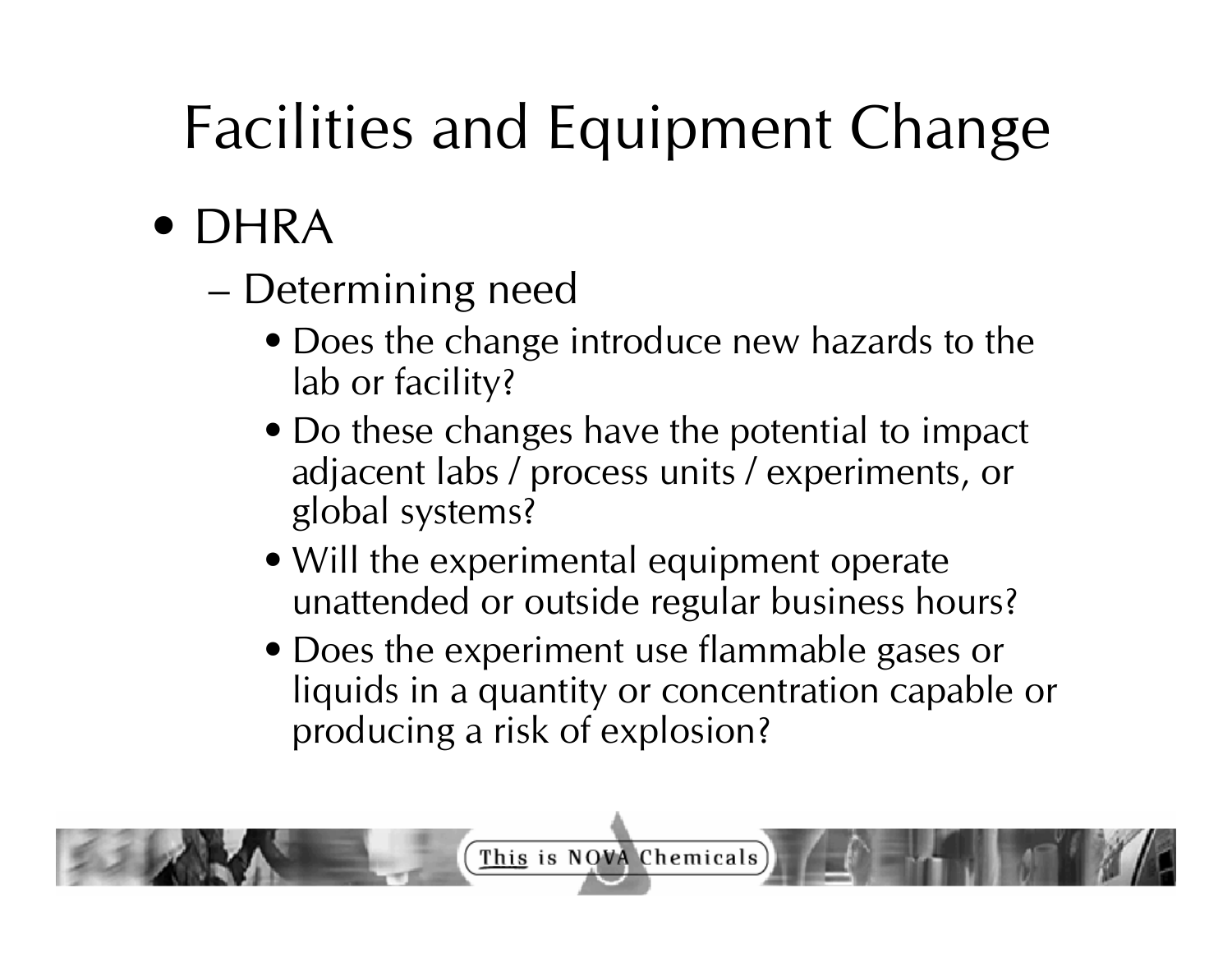# Facilities and Equipment Change

- DHRA
  - Determining need
    - Does the change introduce new hazards to the lab or facility?
    - Do these changes have the potential to impact adjacent labs / process units / experiments, or global systems?
    - Will the experimental equipment operate unattended or outside regular business hours?
    - Does the experiment use flammable gases or liquids in a quantity or concentration capable or producing a risk of explosion?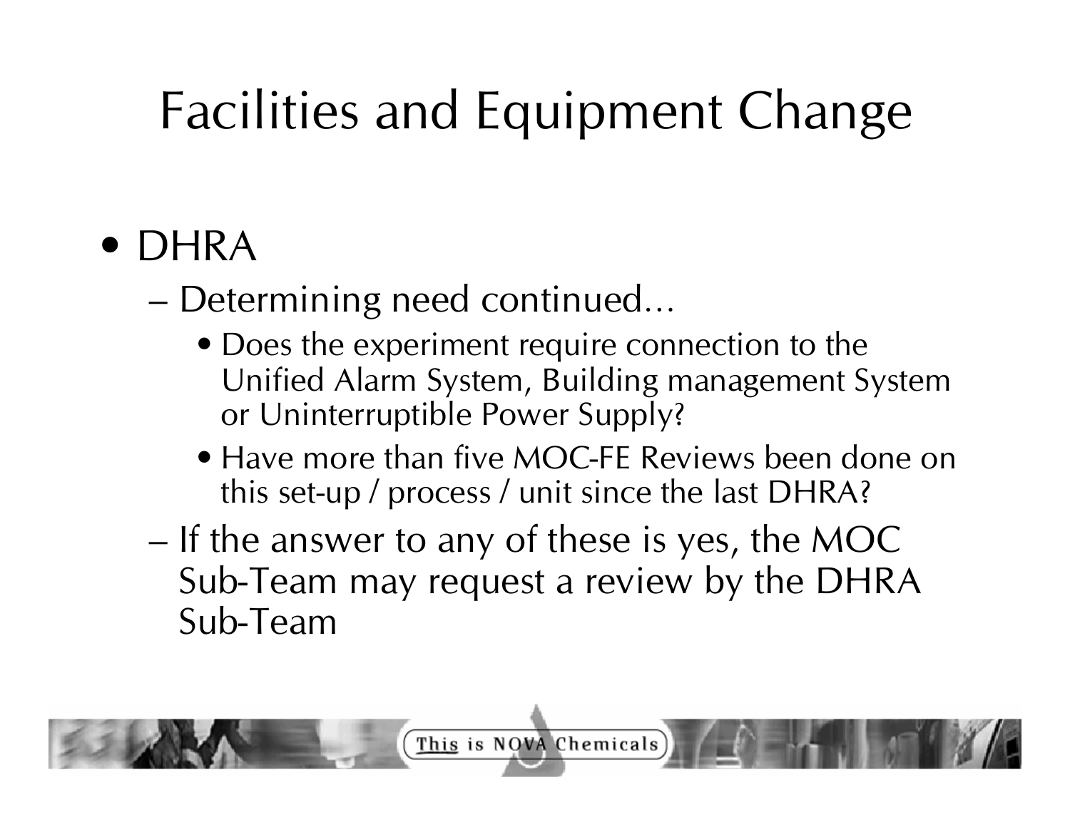# Facilities and Equipment Change

- DHRA
  - Determining need continued…
    - Does the experiment require connection to the Unified Alarm System, Building management System or Uninterruptible Power Supply?
    - Have more than five MOC-FE Reviews been done on this set-up / process / unit since the last DHRA?
  - If the answer to any of these is yes, the MOC Sub-Team may request a review by the DHRA Sub-Team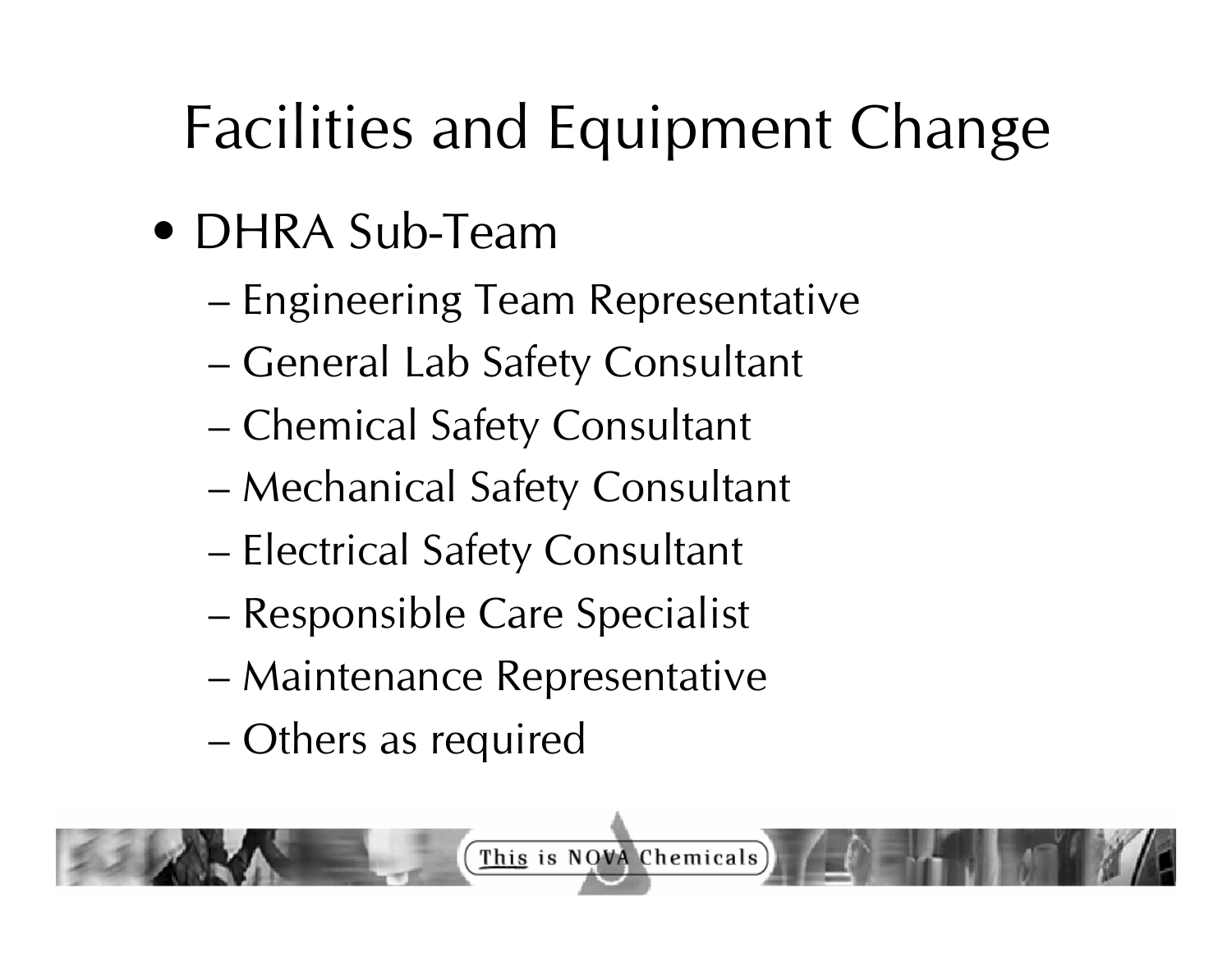# Facilities and Equipment Change

- DHRA Sub-Team
  - Engineering Team Representative
  - General Lab Safety Consultant
  - Chemical Safety Consultant
  - Mechanical Safety Consultant
  - Electrical Safety Consultant
  - Responsible Care Specialist
  - Maintenance Representative
  - Others as required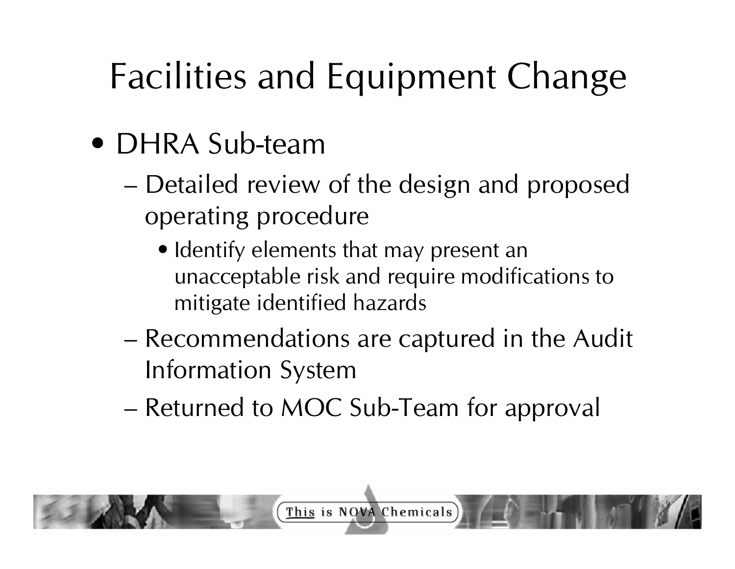# Facilities and Equipment Change

- DHRA Sub-team
  - Detailed review of the design and proposed operating procedure
    - Identify elements that may present an unacceptable risk and require modifications to mitigate identified hazards
  - Recommendations are captured in the Audit Information System
  - Returned to MOC Sub-Team for approval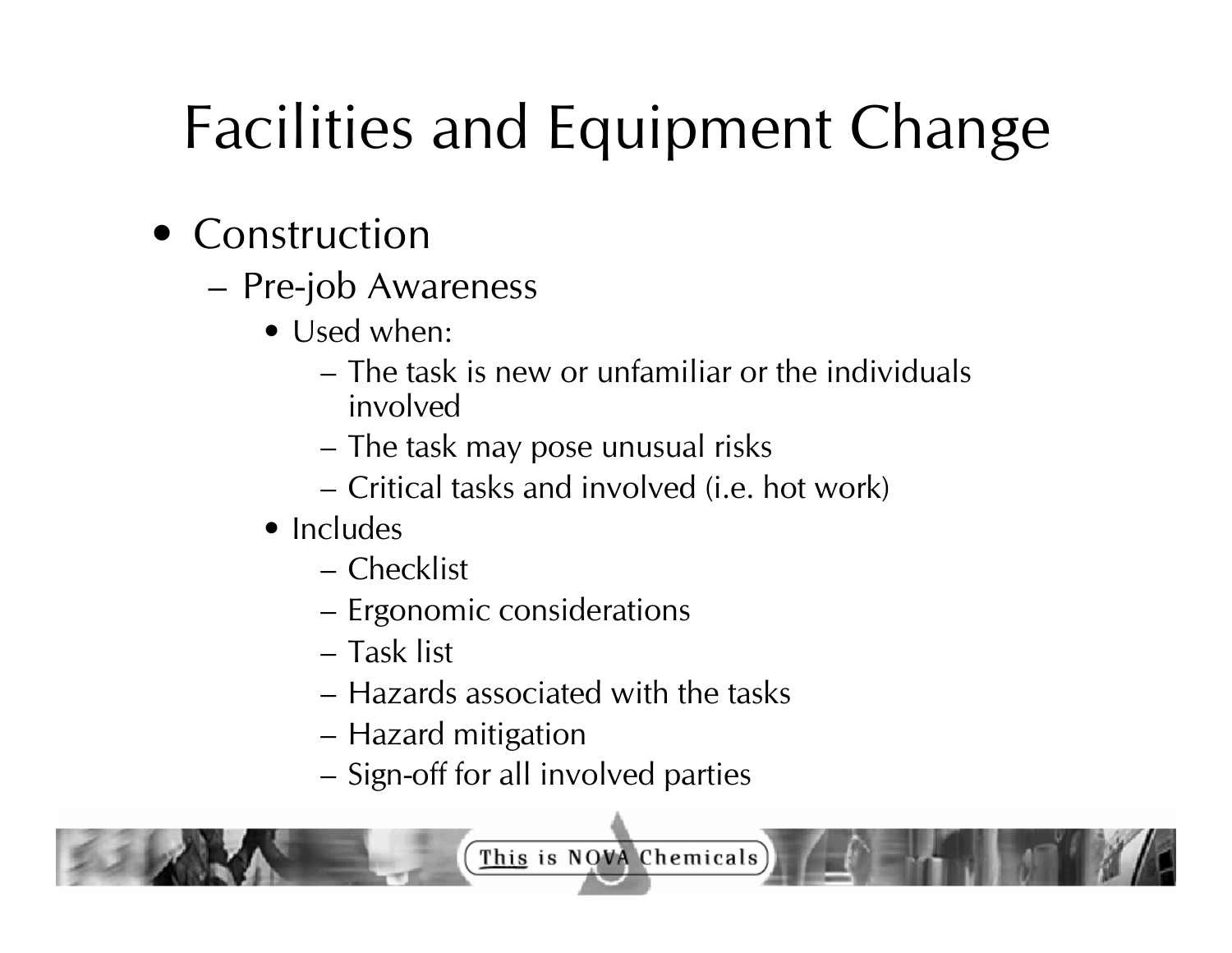# Facilities and Equipment Change

- Construction
  - Pre-job Awareness
    - Used when:
      - The task is new or unfamiliar or the individuals involved
      - The task may pose unusual risks
      - Critical tasks and involved (i.e. hot work)
    - Includes
      - Checklist
      - Ergonomic considerations
      - Task list
      - Hazards associated with the tasks
      - Hazard mitigation
      - Sign-off for all involved parties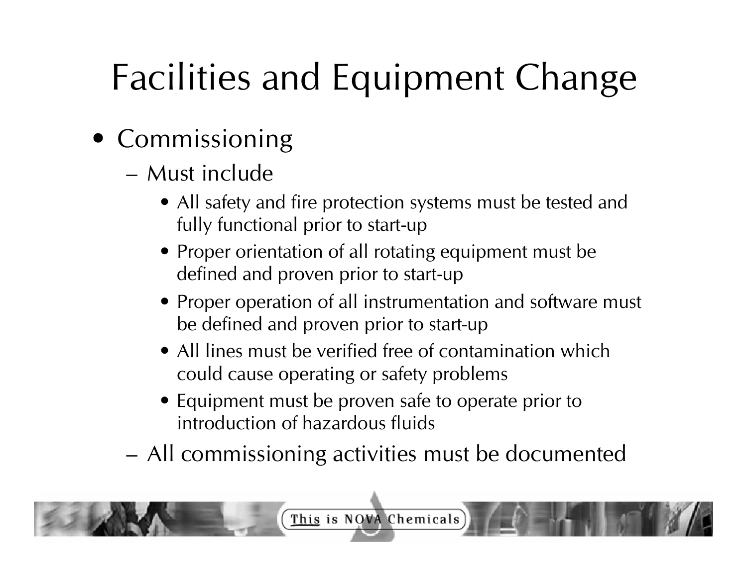# Facilities and Equipment Change

- Commissioning
  - Must include
    - All safety and fire protection systems must be tested and fully functional prior to start-up
    - Proper orientation of all rotating equipment must be defined and proven prior to start-up
    - Proper operation of all instrumentation and software must be defined and proven prior to start-up
    - All lines must be verified free of contamination which could cause operating or safety problems
    - Equipment must be proven safe to operate prior to introduction of hazardous fluids
  - All commissioning activities must be documented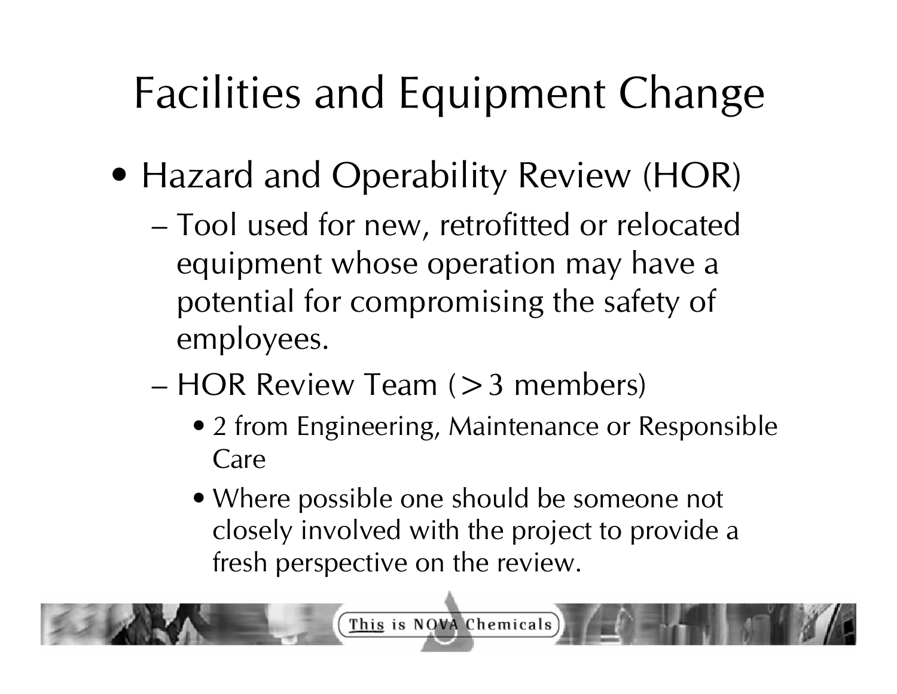# Facilities and Equipment Change

- Hazard and Operability Review (HOR)
  - Tool used for new, retrofitted or relocated equipment whose operation may have a potential for compromising the safety of employees.
  - HOR Review Team (>3 members)
    - 2 from Engineering, Maintenance or Responsible Care
    - Where possible one should be someone not closely involved with the project to provide a fresh perspective on the review.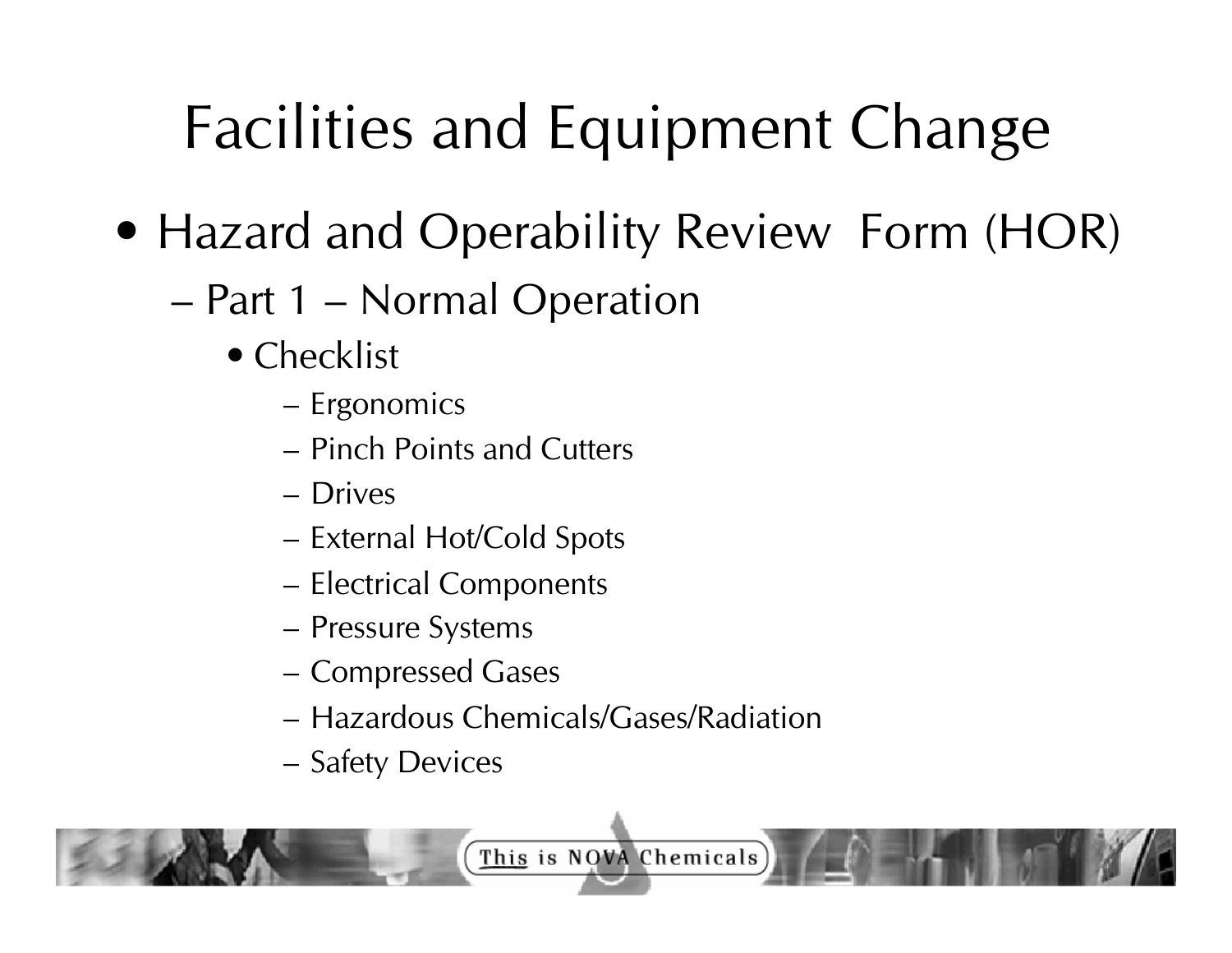# Facilities and Equipment Change

- Hazard and Operability Review Form (HOR)
  - Part 1 – Normal Operation
    - Checklist
      - Ergonomics
      - Pinch Points and Cutters
      - Drives
      - External Hot/Cold Spots
      - Electrical Components
      - Pressure Systems
      - Compressed Gases
      - Hazardous Chemicals/Gases/Radiation
      - Safety Devices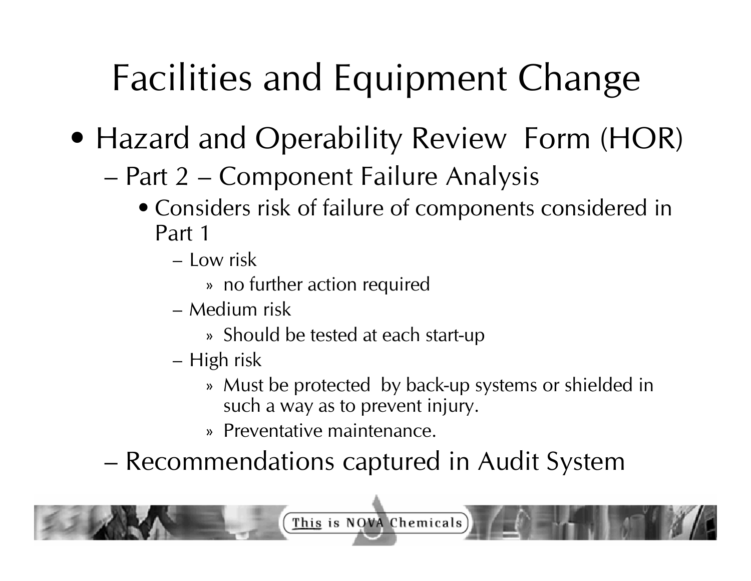# Facilities and Equipment Change

- Hazard and Operability Review Form (HOR)
  - Part 2 – Component Failure Analysis
    - Considers risk of failure of components considered in Part 1
      - Low risk
        - » no further action required
      - Medium risk
        - » Should be tested at each start-up
      - High risk
        - » Must be protected by back-up systems or shielded in such a way as to prevent injury.
        - » Preventative maintenance.
  - Recommendations captured in Audit System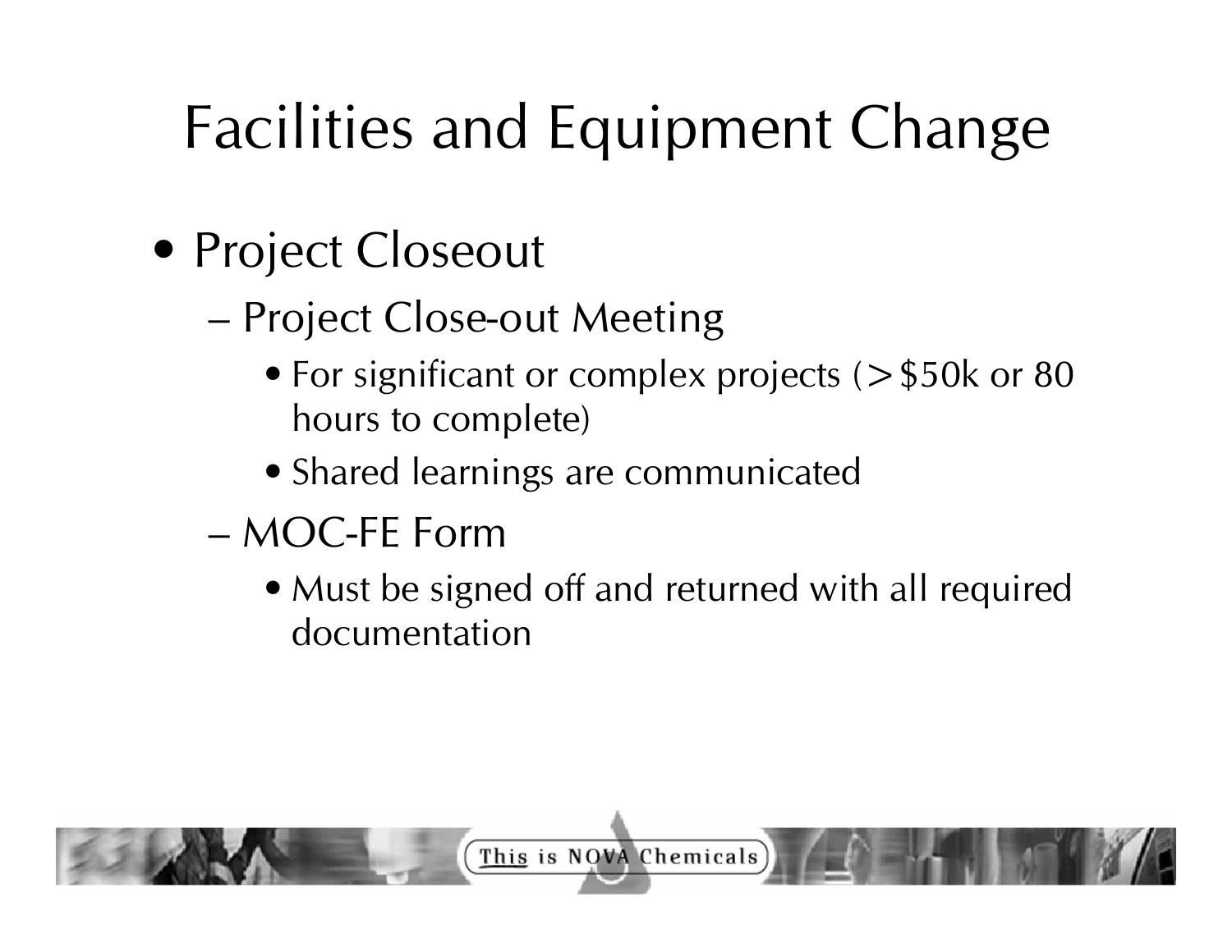# Facilities and Equipment Change

- Project Closeout
  - Project Close-out Meeting
    - For significant or complex projects (>$50k or 80 hours to complete)
    - Shared learnings are communicated
  - MOC-FE Form
    - Must be signed off and returned with all required documentation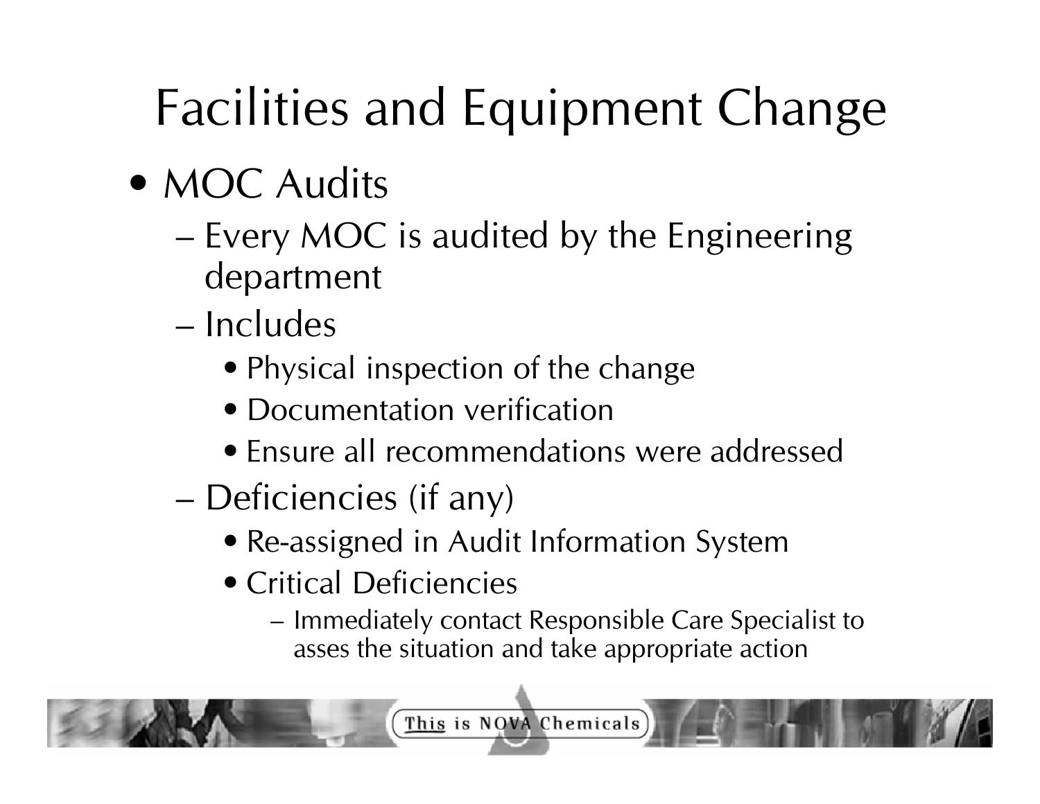# Facilities and Equipment Change

- MOC Audits
  - Every MOC is audited by the Engineering department
  - Includes
    - Physical inspection of the change
    - Documentation verification
    - Ensure all recommendations were addressed
  - Deficiencies (if any)
    - Re-assigned in Audit Information System
    - Critical Deficiencies
      - Immediately contact Responsible Care Specialist to asses the situation and take appropriate action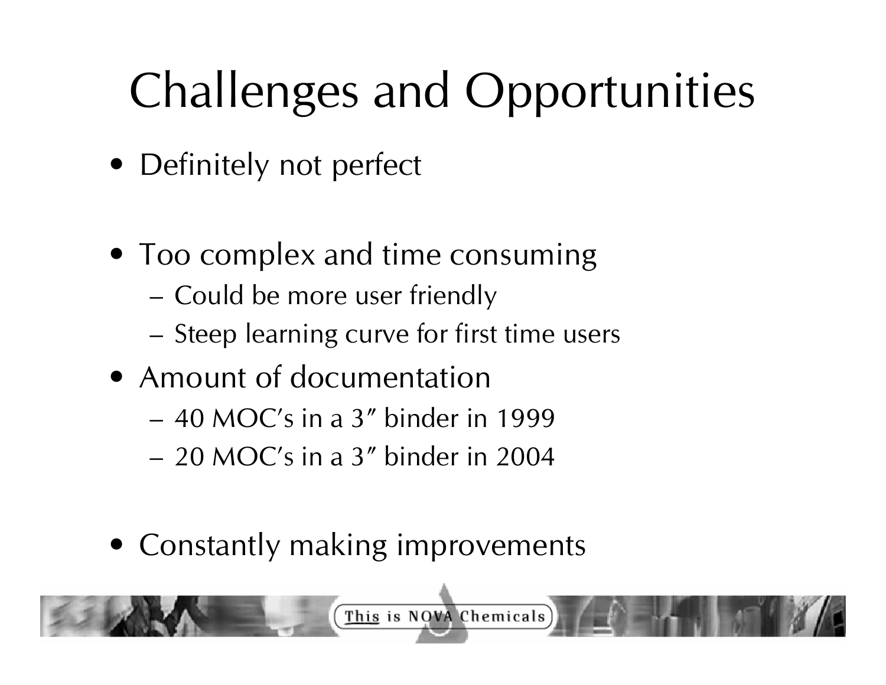# Challenges and Opportunities

- Definitely not perfect
- Too complex and time consuming
  - Could be more user friendly
  - Steep learning curve for first time users
- Amount of documentation
  - 40 MOC's in a 3″ binder in 1999
  - 20 MOC's in a 3″ binder in 2004
- Constantly making improvements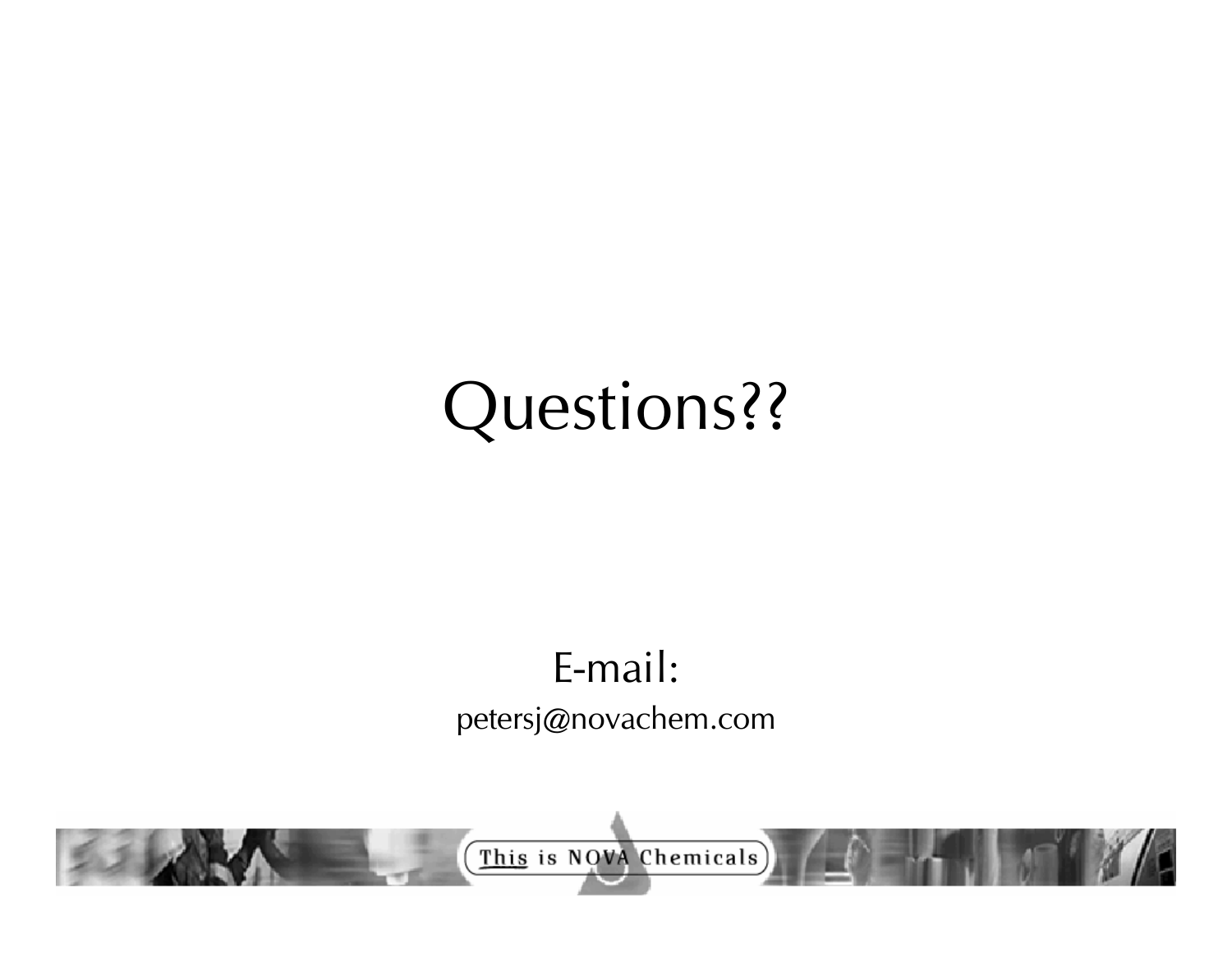# Questions??

E-mail:

petersj@novachem.com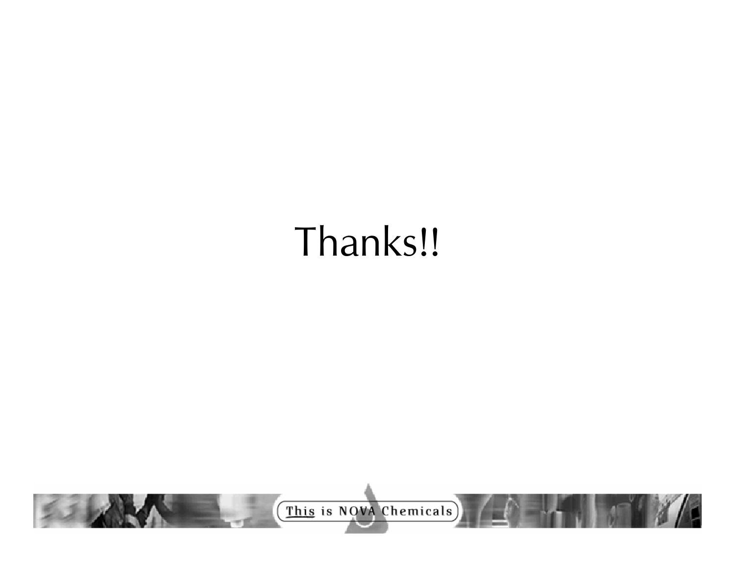Thanks!!